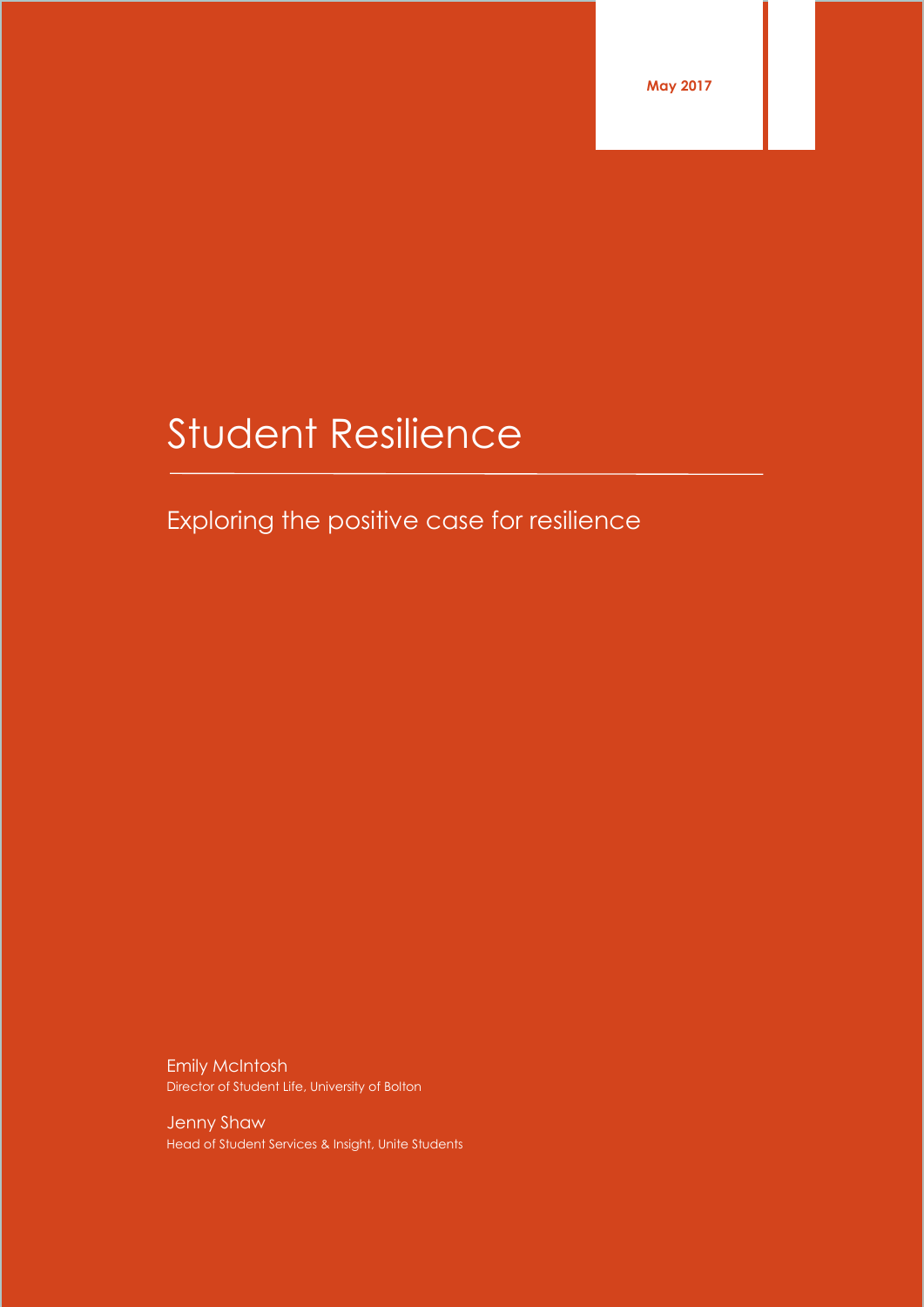May 2017

# Student Resilience

## Exploring the positive case for resilience

Emily McIntosh
Director of Student Life, University of Bolton

Jenny Shaw
Head of Student Services & Insight, Unite Students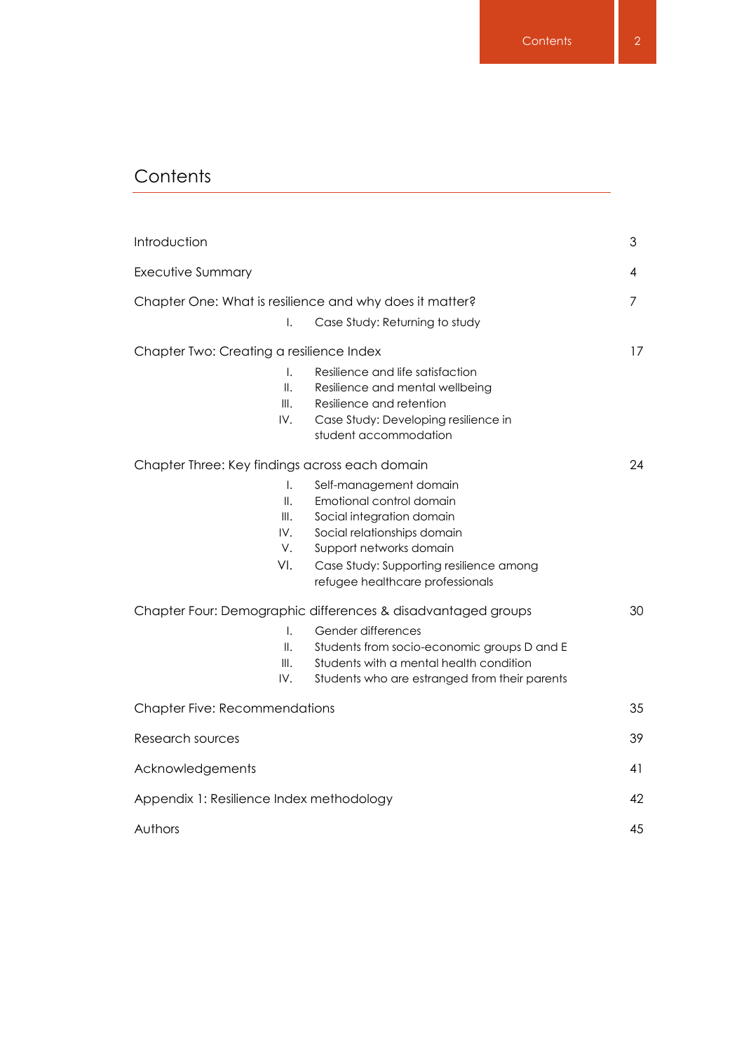# Contents

| | |
|---|---|
| Introduction | 3 |
| Executive Summary | 4 |
| Chapter One: What is resilience and why does it matter? | 7 |
| I. Case Study: Returning to study | |
| Chapter Two: Creating a resilience Index | 17 |
| I. Resilience and life satisfaction | |
| II. Resilience and mental wellbeing | |
| III. Resilience and retention | |
| IV. Case Study: Developing resilience in student accommodation | |
| Chapter Three: Key findings across each domain | 24 |
| I. Self-management domain | |
| II. Emotional control domain | |
| III. Social integration domain | |
| IV. Social relationships domain | |
| V. Support networks domain | |
| VI. Case Study: Supporting resilience among refugee healthcare professionals | |
| Chapter Four: Demographic differences & disadvantaged groups | 30 |
| I. Gender differences | |
| II. Students from socio-economic groups D and E | |
| III. Students with a mental health condition | |
| IV. Students who are estranged from their parents | |
| Chapter Five: Recommendations | 35 |
| Research sources | 39 |
| Acknowledgements | 41 |
| Appendix 1: Resilience Index methodology | 42 |
| Authors | 45 |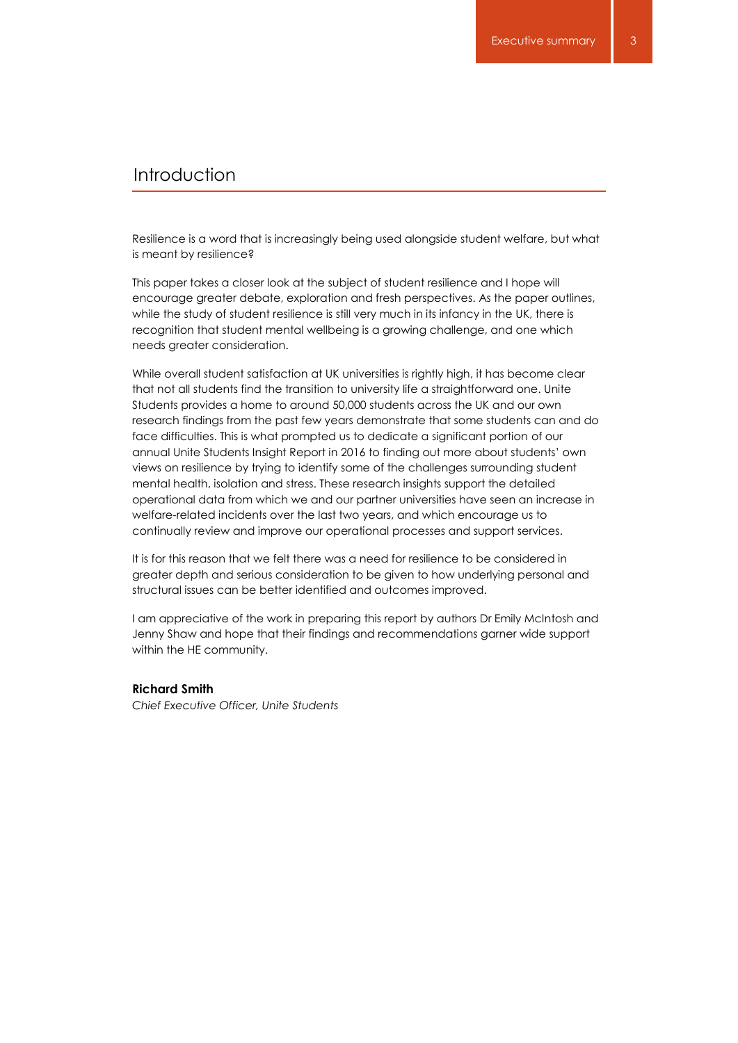## Introduction

Resilience is a word that is increasingly being used alongside student welfare, but what is meant by resilience?

This paper takes a closer look at the subject of student resilience and I hope will encourage greater debate, exploration and fresh perspectives. As the paper outlines, while the study of student resilience is still very much in its infancy in the UK, there is recognition that student mental wellbeing is a growing challenge, and one which needs greater consideration.

While overall student satisfaction at UK universities is rightly high, it has become clear that not all students find the transition to university life a straightforward one. Unite Students provides a home to around 50,000 students across the UK and our own research findings from the past few years demonstrate that some students can and do face difficulties. This is what prompted us to dedicate a significant portion of our annual Unite Students Insight Report in 2016 to finding out more about students' own views on resilience by trying to identify some of the challenges surrounding student mental health, isolation and stress. These research insights support the detailed operational data from which we and our partner universities have seen an increase in welfare-related incidents over the last two years, and which encourage us to continually review and improve our operational processes and support services.

It is for this reason that we felt there was a need for resilience to be considered in greater depth and serious consideration to be given to how underlying personal and structural issues can be better identified and outcomes improved.

I am appreciative of the work in preparing this report by authors Dr Emily McIntosh and Jenny Shaw and hope that their findings and recommendations garner wide support within the HE community.

**Richard Smith**
*Chief Executive Officer, Unite Students*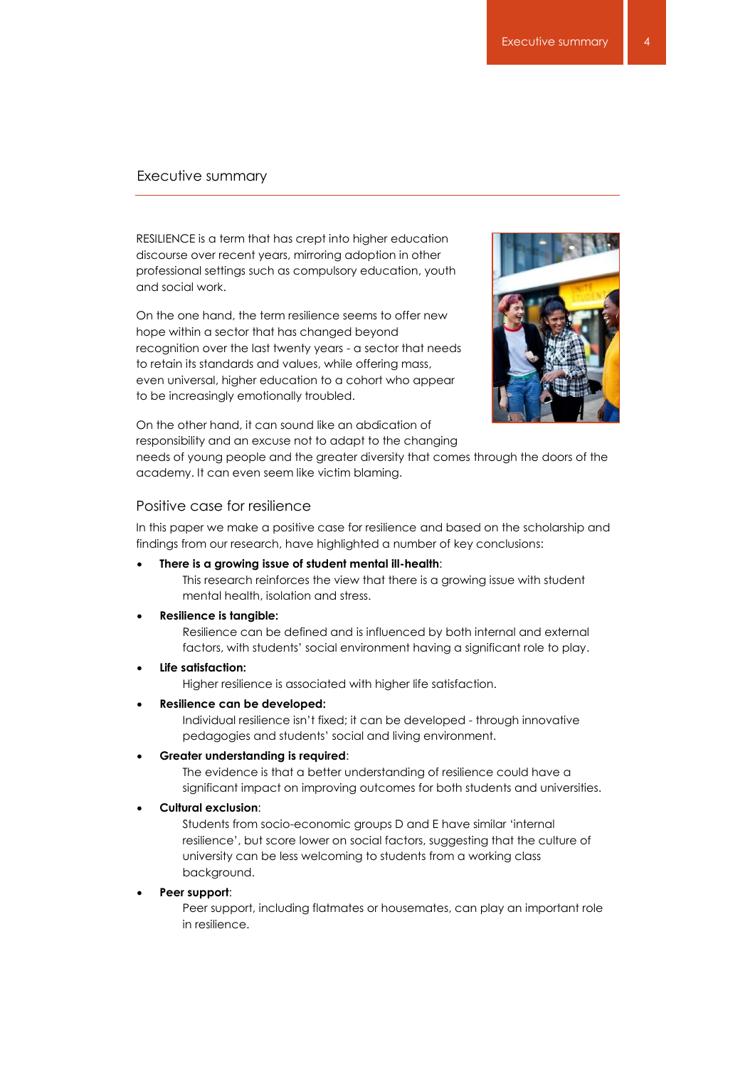# Executive summary

RESILIENCE is a term that has crept into higher education discourse over recent years, mirroring adoption in other professional settings such as compulsory education, youth and social work.

On the one hand, the term resilience seems to offer new hope within a sector that has changed beyond recognition over the last twenty years - a sector that needs to retain its standards and values, while offering mass, even universal, higher education to a cohort who appear to be increasingly emotionally troubled.

On the other hand, it can sound like an abdication of responsibility and an excuse not to adapt to the changing needs of young people and the greater diversity that comes through the doors of the academy. It can even seem like victim blaming.

## Positive case for resilience

In this paper we make a positive case for resilience and based on the scholarship and findings from our research, have highlighted a number of key conclusions:

- **There is a growing issue of student mental ill-health**:
  This research reinforces the view that there is a growing issue with student mental health, isolation and stress.
- **Resilience is tangible:**
  Resilience can be defined and is influenced by both internal and external factors, with students' social environment having a significant role to play.
- **Life satisfaction:**
  Higher resilience is associated with higher life satisfaction.
- **Resilience can be developed:**
  Individual resilience isn't fixed; it can be developed - through innovative pedagogies and students' social and living environment.
- **Greater understanding is required**:
  The evidence is that a better understanding of resilience could have a significant impact on improving outcomes for both students and universities.
- **Cultural exclusion**:
  Students from socio-economic groups D and E have similar 'internal resilience', but score lower on social factors, suggesting that the culture of university can be less welcoming to students from a working class background.
- **Peer support**:
  Peer support, including flatmates or housemates, can play an important role in resilience.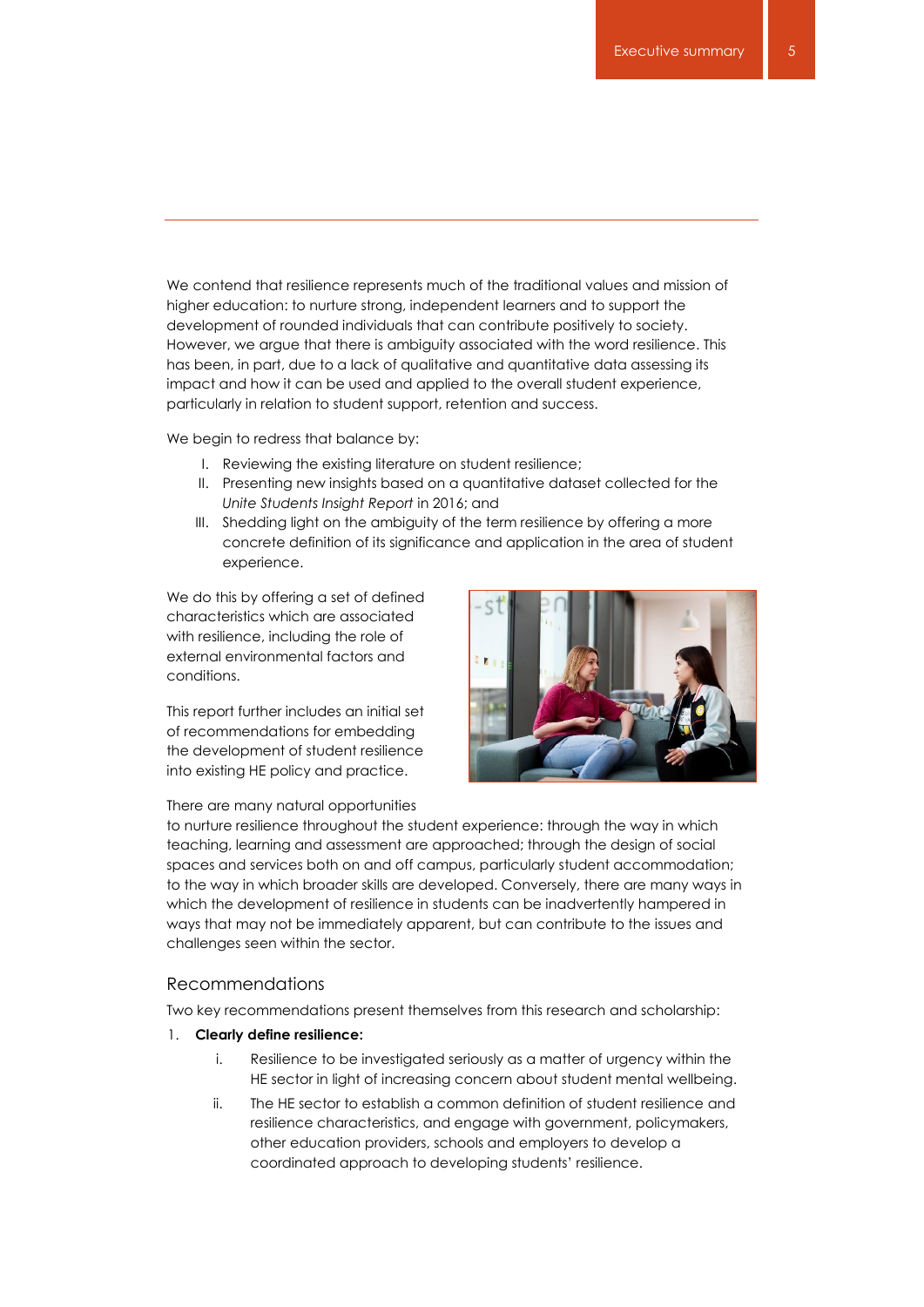We contend that resilience represents much of the traditional values and mission of higher education: to nurture strong, independent learners and to support the development of rounded individuals that can contribute positively to society. However, we argue that there is ambiguity associated with the word resilience. This has been, in part, due to a lack of qualitative and quantitative data assessing its impact and how it can be used and applied to the overall student experience, particularly in relation to student support, retention and success.

We begin to redress that balance by:

I. Reviewing the existing literature on student resilience;
II. Presenting new insights based on a quantitative dataset collected for the *Unite Students Insight Report* in 2016; and
III. Shedding light on the ambiguity of the term resilience by offering a more concrete definition of its significance and application in the area of student experience.

We do this by offering a set of defined characteristics which are associated with resilience, including the role of external environmental factors and conditions.

This report further includes an initial set of recommendations for embedding the development of student resilience into existing HE policy and practice.

There are many natural opportunities to nurture resilience throughout the student experience: through the way in which teaching, learning and assessment are approached; through the design of social spaces and services both on and off campus, particularly student accommodation; to the way in which broader skills are developed. Conversely, there are many ways in which the development of resilience in students can be inadvertently hampered in ways that may not be immediately apparent, but can contribute to the issues and challenges seen within the sector.

## Recommendations

Two key recommendations present themselves from this research and scholarship:

1. **Clearly define resilience:**
   i. Resilience to be investigated seriously as a matter of urgency within the HE sector in light of increasing concern about student mental wellbeing.
   ii. The HE sector to establish a common definition of student resilience and resilience characteristics, and engage with government, policymakers, other education providers, schools and employers to develop a coordinated approach to developing students' resilience.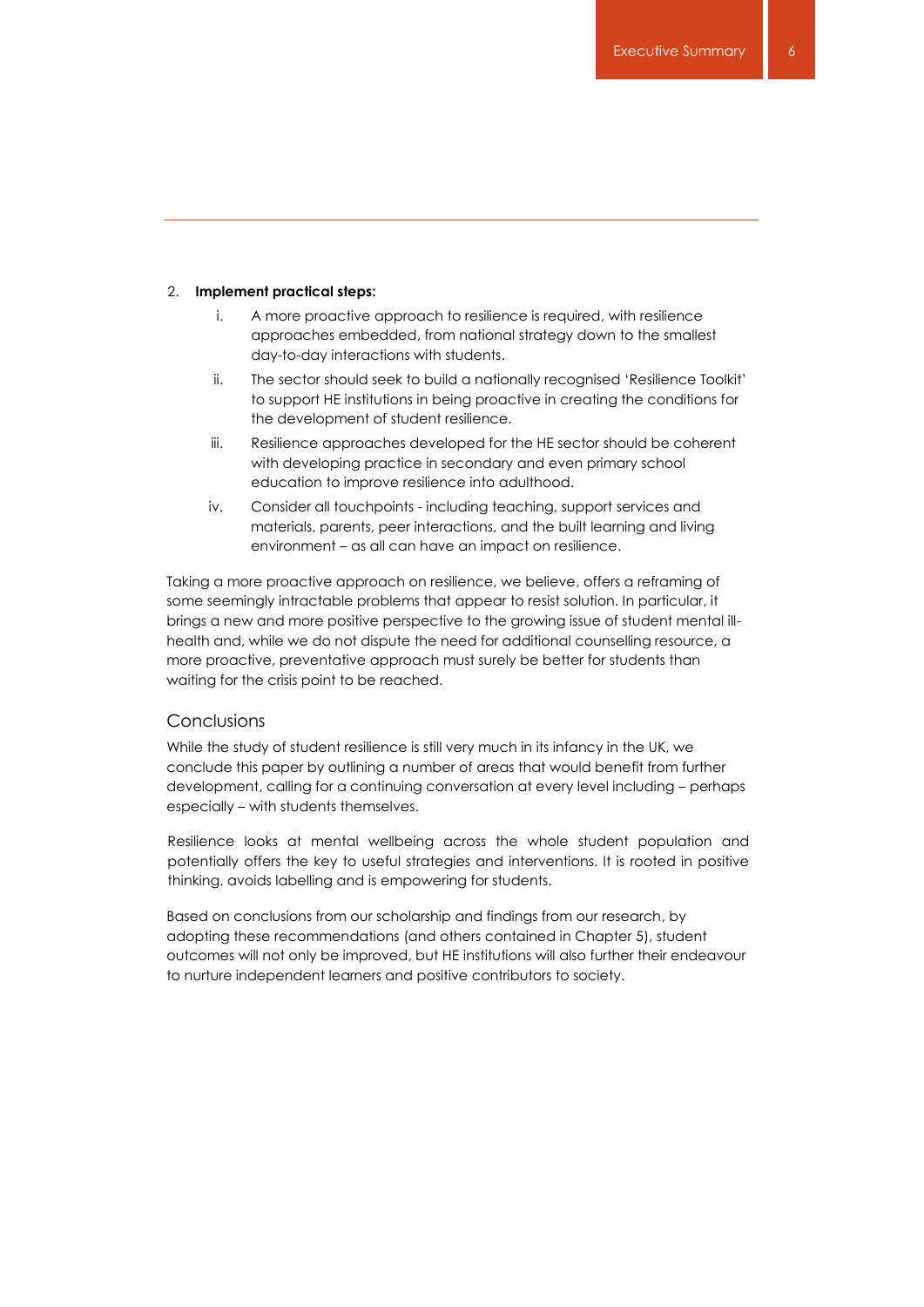2. **Implement practical steps:**
    i. A more proactive approach to resilience is required, with resilience approaches embedded, from national strategy down to the smallest day-to-day interactions with students.
    ii. The sector should seek to build a nationally recognised 'Resilience Toolkit' to support HE institutions in being proactive in creating the conditions for the development of student resilience.
    iii. Resilience approaches developed for the HE sector should be coherent with developing practice in secondary and even primary school education to improve resilience into adulthood.
    iv. Consider all touchpoints - including teaching, support services and materials, parents, peer interactions, and the built learning and living environment – as all can have an impact on resilience.

Taking a more proactive approach on resilience, we believe, offers a reframing of some seemingly intractable problems that appear to resist solution. In particular, it brings a new and more positive perspective to the growing issue of student mental ill-health and, while we do not dispute the need for additional counselling resource, a more proactive, preventative approach must surely be better for students than waiting for the crisis point to be reached.

## Conclusions

While the study of student resilience is still very much in its infancy in the UK, we conclude this paper by outlining a number of areas that would benefit from further development, calling for a continuing conversation at every level including – perhaps especially – with students themselves.

Resilience looks at mental wellbeing across the whole student population and potentially offers the key to useful strategies and interventions. It is rooted in positive thinking, avoids labelling and is empowering for students.

Based on conclusions from our scholarship and findings from our research, by adopting these recommendations (and others contained in Chapter 5), student outcomes will not only be improved, but HE institutions will also further their endeavour to nurture independent learners and positive contributors to society.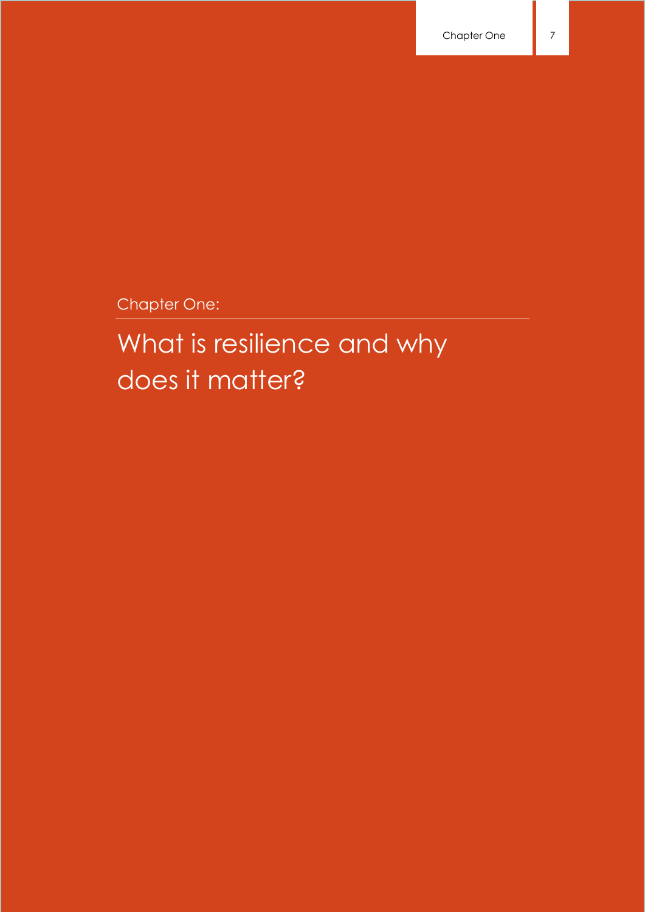Chapter One:

# What is resilience and why does it matter?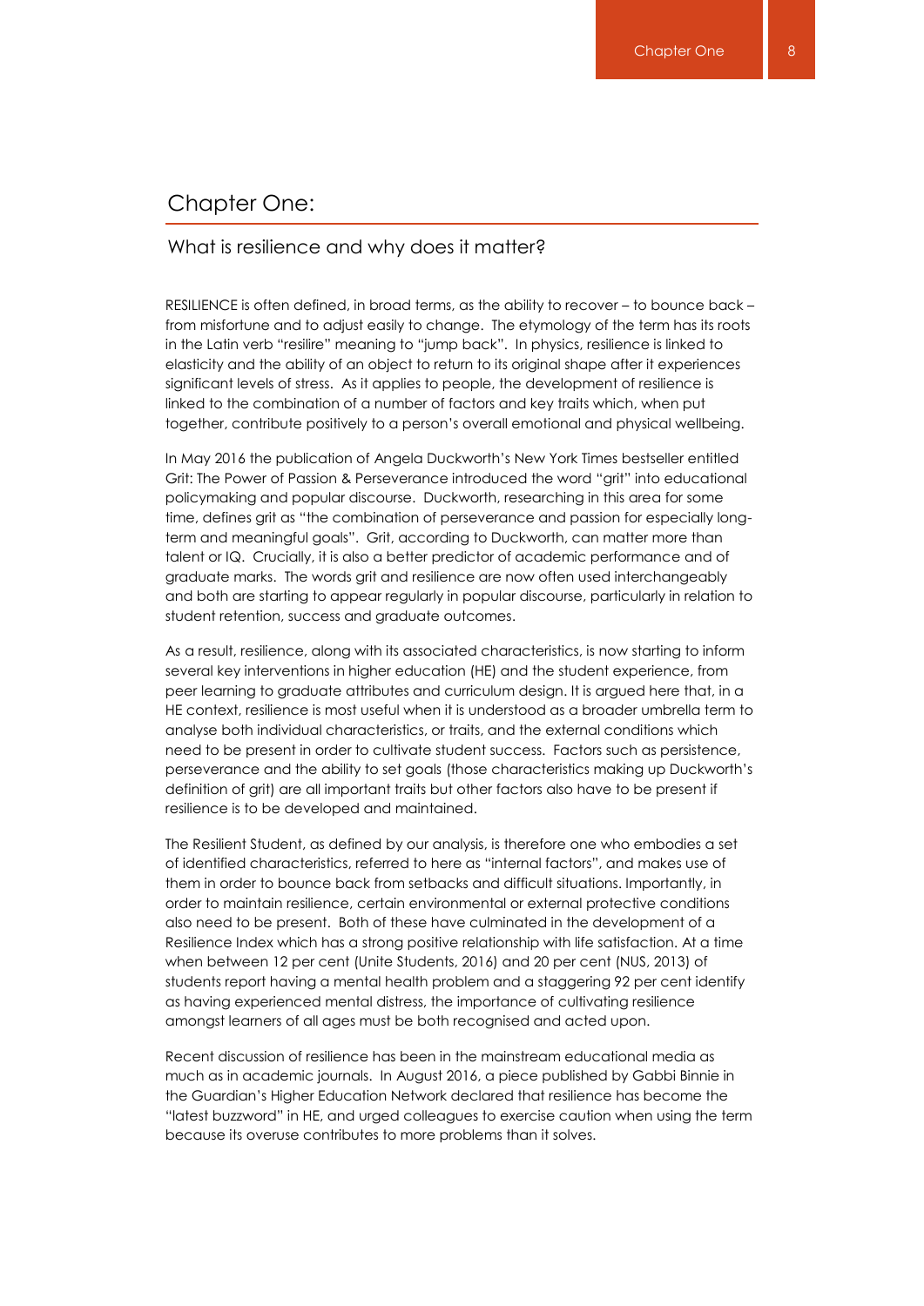# Chapter One:

## What is resilience and why does it matter?

RESILIENCE is often defined, in broad terms, as the ability to recover – to bounce back – from misfortune and to adjust easily to change. The etymology of the term has its roots in the Latin verb "resilire" meaning to "jump back". In physics, resilience is linked to elasticity and the ability of an object to return to its original shape after it experiences significant levels of stress. As it applies to people, the development of resilience is linked to the combination of a number of factors and key traits which, when put together, contribute positively to a person's overall emotional and physical wellbeing.

In May 2016 the publication of Angela Duckworth's New York Times bestseller entitled Grit: The Power of Passion & Perseverance introduced the word "grit" into educational policymaking and popular discourse. Duckworth, researching in this area for some time, defines grit as "the combination of perseverance and passion for especially long-term and meaningful goals". Grit, according to Duckworth, can matter more than talent or IQ. Crucially, it is also a better predictor of academic performance and of graduate marks. The words grit and resilience are now often used interchangeably and both are starting to appear regularly in popular discourse, particularly in relation to student retention, success and graduate outcomes.

As a result, resilience, along with its associated characteristics, is now starting to inform several key interventions in higher education (HE) and the student experience, from peer learning to graduate attributes and curriculum design. It is argued here that, in a HE context, resilience is most useful when it is understood as a broader umbrella term to analyse both individual characteristics, or traits, and the external conditions which need to be present in order to cultivate student success. Factors such as persistence, perseverance and the ability to set goals (those characteristics making up Duckworth's definition of grit) are all important traits but other factors also have to be present if resilience is to be developed and maintained.

The Resilient Student, as defined by our analysis, is therefore one who embodies a set of identified characteristics, referred to here as "internal factors", and makes use of them in order to bounce back from setbacks and difficult situations. Importantly, in order to maintain resilience, certain environmental or external protective conditions also need to be present. Both of these have culminated in the development of a Resilience Index which has a strong positive relationship with life satisfaction. At a time when between 12 per cent (Unite Students, 2016) and 20 per cent (NUS, 2013) of students report having a mental health problem and a staggering 92 per cent identify as having experienced mental distress, the importance of cultivating resilience amongst learners of all ages must be both recognised and acted upon.

Recent discussion of resilience has been in the mainstream educational media as much as in academic journals. In August 2016, a piece published by Gabbi Binnie in the Guardian's Higher Education Network declared that resilience has become the "latest buzzword" in HE, and urged colleagues to exercise caution when using the term because its overuse contributes to more problems than it solves.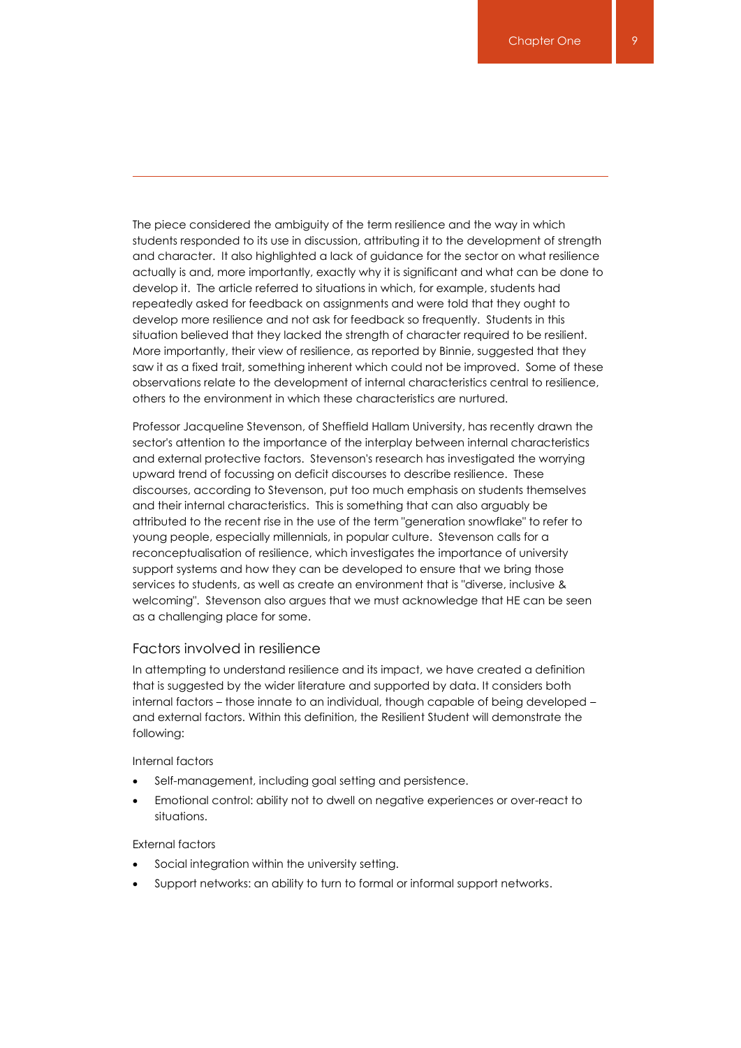The piece considered the ambiguity of the term resilience and the way in which students responded to its use in discussion, attributing it to the development of strength and character. It also highlighted a lack of guidance for the sector on what resilience actually is and, more importantly, exactly why it is significant and what can be done to develop it. The article referred to situations in which, for example, students had repeatedly asked for feedback on assignments and were told that they ought to develop more resilience and not ask for feedback so frequently. Students in this situation believed that they lacked the strength of character required to be resilient. More importantly, their view of resilience, as reported by Binnie, suggested that they saw it as a fixed trait, something inherent which could not be improved. Some of these observations relate to the development of internal characteristics central to resilience, others to the environment in which these characteristics are nurtured.

Professor Jacqueline Stevenson, of Sheffield Hallam University, has recently drawn the sector's attention to the importance of the interplay between internal characteristics and external protective factors. Stevenson's research has investigated the worrying upward trend of focussing on deficit discourses to describe resilience. These discourses, according to Stevenson, put too much emphasis on students themselves and their internal characteristics. This is something that can also arguably be attributed to the recent rise in the use of the term "generation snowflake" to refer to young people, especially millennials, in popular culture. Stevenson calls for a reconceptualisation of resilience, which investigates the importance of university support systems and how they can be developed to ensure that we bring those services to students, as well as create an environment that is "diverse, inclusive & welcoming". Stevenson also argues that we must acknowledge that HE can be seen as a challenging place for some.

## Factors involved in resilience

In attempting to understand resilience and its impact, we have created a definition that is suggested by the wider literature and supported by data. It considers both internal factors – those innate to an individual, though capable of being developed – and external factors. Within this definition, the Resilient Student will demonstrate the following:

Internal factors

- Self-management, including goal setting and persistence.
- Emotional control: ability not to dwell on negative experiences or over-react to situations.

External factors

- Social integration within the university setting.
- Support networks: an ability to turn to formal or informal support networks.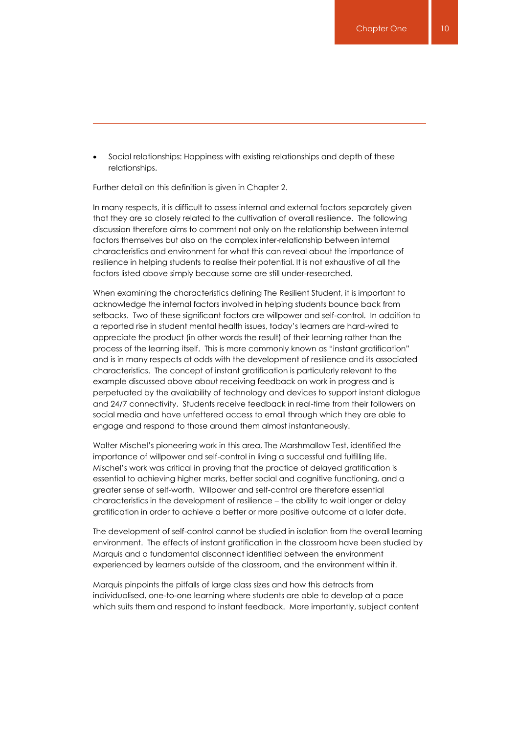- Social relationships: Happiness with existing relationships and depth of these relationships.

Further detail on this definition is given in Chapter 2.

In many respects, it is difficult to assess internal and external factors separately given that they are so closely related to the cultivation of overall resilience. The following discussion therefore aims to comment not only on the relationship between internal factors themselves but also on the complex inter-relationship between internal characteristics and environment for what this can reveal about the importance of resilience in helping students to realise their potential. It is not exhaustive of all the factors listed above simply because some are still under-researched.

When examining the characteristics defining The Resilient Student, it is important to acknowledge the internal factors involved in helping students bounce back from setbacks. Two of these significant factors are willpower and self-control. In addition to a reported rise in student mental health issues, today's learners are hard-wired to appreciate the product (in other words the result) of their learning rather than the process of the learning itself. This is more commonly known as "instant gratification" and is in many respects at odds with the development of resilience and its associated characteristics. The concept of instant gratification is particularly relevant to the example discussed above about receiving feedback on work in progress and is perpetuated by the availability of technology and devices to support instant dialogue and 24/7 connectivity. Students receive feedback in real-time from their followers on social media and have unfettered access to email through which they are able to engage and respond to those around them almost instantaneously.

Walter Mischel's pioneering work in this area, The Marshmallow Test, identified the importance of willpower and self-control in living a successful and fulfilling life. Mischel's work was critical in proving that the practice of delayed gratification is essential to achieving higher marks, better social and cognitive functioning, and a greater sense of self-worth. Willpower and self-control are therefore essential characteristics in the development of resilience – the ability to wait longer or delay gratification in order to achieve a better or more positive outcome at a later date.

The development of self-control cannot be studied in isolation from the overall learning environment. The effects of instant gratification in the classroom have been studied by Marquis and a fundamental disconnect identified between the environment experienced by learners outside of the classroom, and the environment within it.

Marquis pinpoints the pitfalls of large class sizes and how this detracts from individualised, one-to-one learning where students are able to develop at a pace which suits them and respond to instant feedback. More importantly, subject content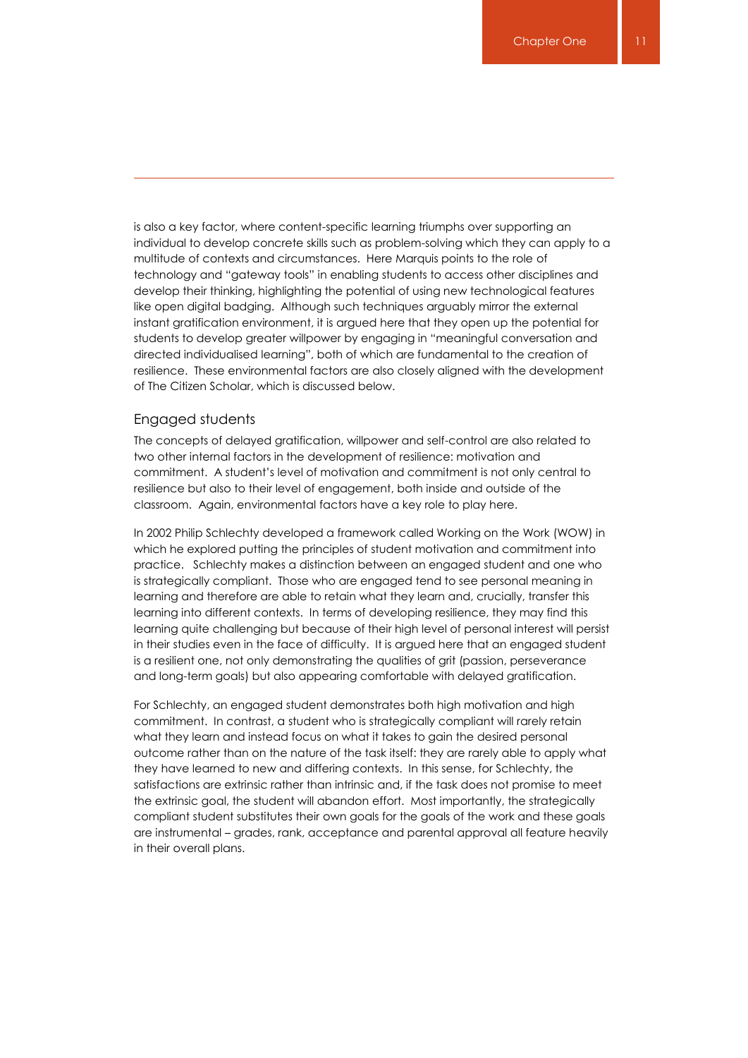is also a key factor, where content-specific learning triumphs over supporting an individual to develop concrete skills such as problem-solving which they can apply to a multitude of contexts and circumstances. Here Marquis points to the role of technology and "gateway tools" in enabling students to access other disciplines and develop their thinking, highlighting the potential of using new technological features like open digital badging. Although such techniques arguably mirror the external instant gratification environment, it is argued here that they open up the potential for students to develop greater willpower by engaging in "meaningful conversation and directed individualised learning", both of which are fundamental to the creation of resilience. These environmental factors are also closely aligned with the development of The Citizen Scholar, which is discussed below.

## Engaged students

The concepts of delayed gratification, willpower and self-control are also related to two other internal factors in the development of resilience: motivation and commitment. A student's level of motivation and commitment is not only central to resilience but also to their level of engagement, both inside and outside of the classroom. Again, environmental factors have a key role to play here.

In 2002 Philip Schlechty developed a framework called Working on the Work (WOW) in which he explored putting the principles of student motivation and commitment into practice. Schlechty makes a distinction between an engaged student and one who is strategically compliant. Those who are engaged tend to see personal meaning in learning and therefore are able to retain what they learn and, crucially, transfer this learning into different contexts. In terms of developing resilience, they may find this learning quite challenging but because of their high level of personal interest will persist in their studies even in the face of difficulty. It is argued here that an engaged student is a resilient one, not only demonstrating the qualities of grit (passion, perseverance and long-term goals) but also appearing comfortable with delayed gratification.

For Schlechty, an engaged student demonstrates both high motivation and high commitment. In contrast, a student who is strategically compliant will rarely retain what they learn and instead focus on what it takes to gain the desired personal outcome rather than on the nature of the task itself: they are rarely able to apply what they have learned to new and differing contexts. In this sense, for Schlechty, the satisfactions are extrinsic rather than intrinsic and, if the task does not promise to meet the extrinsic goal, the student will abandon effort. Most importantly, the strategically compliant student substitutes their own goals for the goals of the work and these goals are instrumental – grades, rank, acceptance and parental approval all feature heavily in their overall plans.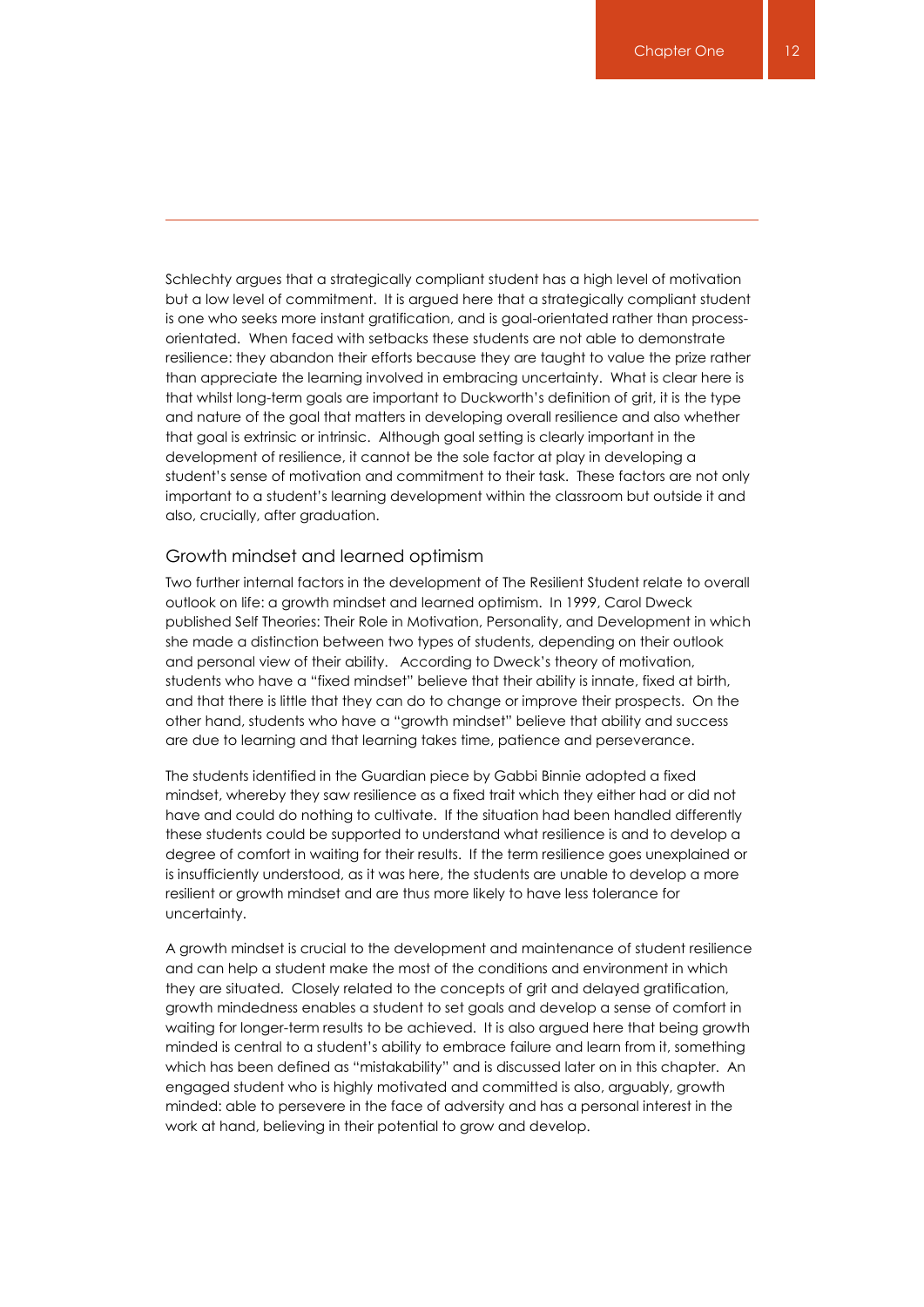Schlechty argues that a strategically compliant student has a high level of motivation but a low level of commitment. It is argued here that a strategically compliant student is one who seeks more instant gratification, and is goal-orientated rather than process-orientated. When faced with setbacks these students are not able to demonstrate resilience: they abandon their efforts because they are taught to value the prize rather than appreciate the learning involved in embracing uncertainty. What is clear here is that whilst long-term goals are important to Duckworth's definition of grit, it is the type and nature of the goal that matters in developing overall resilience and also whether that goal is extrinsic or intrinsic. Although goal setting is clearly important in the development of resilience, it cannot be the sole factor at play in developing a student's sense of motivation and commitment to their task. These factors are not only important to a student's learning development within the classroom but outside it and also, crucially, after graduation.

## Growth mindset and learned optimism

Two further internal factors in the development of The Resilient Student relate to overall outlook on life: a growth mindset and learned optimism. In 1999, Carol Dweck published Self Theories: Their Role in Motivation, Personality, and Development in which she made a distinction between two types of students, depending on their outlook and personal view of their ability. According to Dweck's theory of motivation, students who have a "fixed mindset" believe that their ability is innate, fixed at birth, and that there is little that they can do to change or improve their prospects. On the other hand, students who have a "growth mindset" believe that ability and success are due to learning and that learning takes time, patience and perseverance.

The students identified in the Guardian piece by Gabbi Binnie adopted a fixed mindset, whereby they saw resilience as a fixed trait which they either had or did not have and could do nothing to cultivate. If the situation had been handled differently these students could be supported to understand what resilience is and to develop a degree of comfort in waiting for their results. If the term resilience goes unexplained or is insufficiently understood, as it was here, the students are unable to develop a more resilient or growth mindset and are thus more likely to have less tolerance for uncertainty.

A growth mindset is crucial to the development and maintenance of student resilience and can help a student make the most of the conditions and environment in which they are situated. Closely related to the concepts of grit and delayed gratification, growth mindedness enables a student to set goals and develop a sense of comfort in waiting for longer-term results to be achieved. It is also argued here that being growth minded is central to a student's ability to embrace failure and learn from it, something which has been defined as "mistakability" and is discussed later on in this chapter. An engaged student who is highly motivated and committed is also, arguably, growth minded: able to persevere in the face of adversity and has a personal interest in the work at hand, believing in their potential to grow and develop.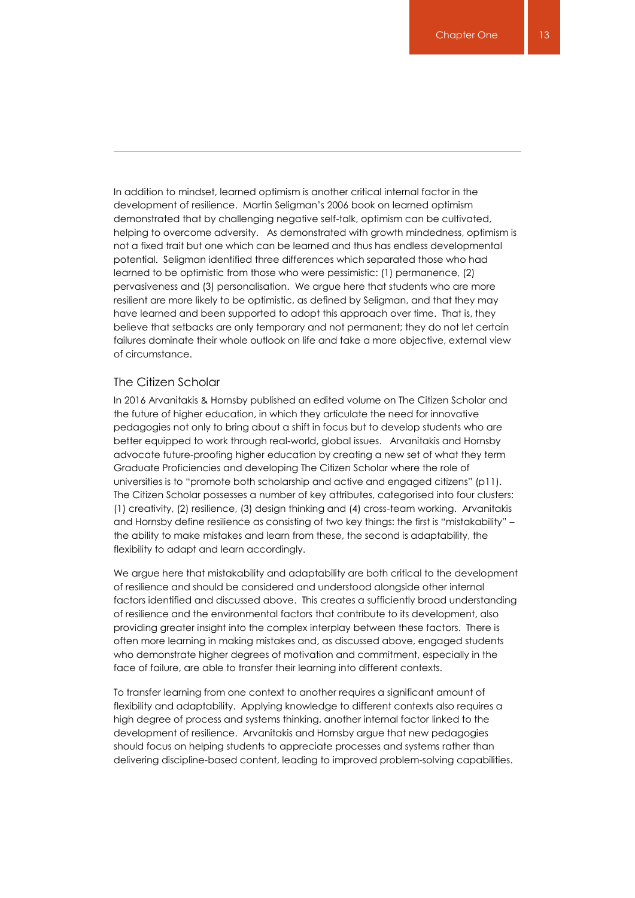In addition to mindset, learned optimism is another critical internal factor in the development of resilience. Martin Seligman's 2006 book on learned optimism demonstrated that by challenging negative self-talk, optimism can be cultivated, helping to overcome adversity. As demonstrated with growth mindedness, optimism is not a fixed trait but one which can be learned and thus has endless developmental potential. Seligman identified three differences which separated those who had learned to be optimistic from those who were pessimistic: (1) permanence, (2) pervasiveness and (3) personalisation. We argue here that students who are more resilient are more likely to be optimistic, as defined by Seligman, and that they may have learned and been supported to adopt this approach over time. That is, they believe that setbacks are only temporary and not permanent; they do not let certain failures dominate their whole outlook on life and take a more objective, external view of circumstance.

## The Citizen Scholar

In 2016 Arvanitakis & Hornsby published an edited volume on The Citizen Scholar and the future of higher education, in which they articulate the need for innovative pedagogies not only to bring about a shift in focus but to develop students who are better equipped to work through real-world, global issues. Arvanitakis and Hornsby advocate future-proofing higher education by creating a new set of what they term Graduate Proficiencies and developing The Citizen Scholar where the role of universities is to "promote both scholarship and active and engaged citizens" (p11). The Citizen Scholar possesses a number of key attributes, categorised into four clusters: (1) creativity, (2) resilience, (3) design thinking and (4) cross-team working. Arvanitakis and Hornsby define resilience as consisting of two key things: the first is "mistakability" – the ability to make mistakes and learn from these, the second is adaptability, the flexibility to adapt and learn accordingly.

We argue here that mistakability and adaptability are both critical to the development of resilience and should be considered and understood alongside other internal factors identified and discussed above. This creates a sufficiently broad understanding of resilience and the environmental factors that contribute to its development, also providing greater insight into the complex interplay between these factors. There is often more learning in making mistakes and, as discussed above, engaged students who demonstrate higher degrees of motivation and commitment, especially in the face of failure, are able to transfer their learning into different contexts.

To transfer learning from one context to another requires a significant amount of flexibility and adaptability. Applying knowledge to different contexts also requires a high degree of process and systems thinking, another internal factor linked to the development of resilience. Arvanitakis and Hornsby argue that new pedagogies should focus on helping students to appreciate processes and systems rather than delivering discipline-based content, leading to improved problem-solving capabilities.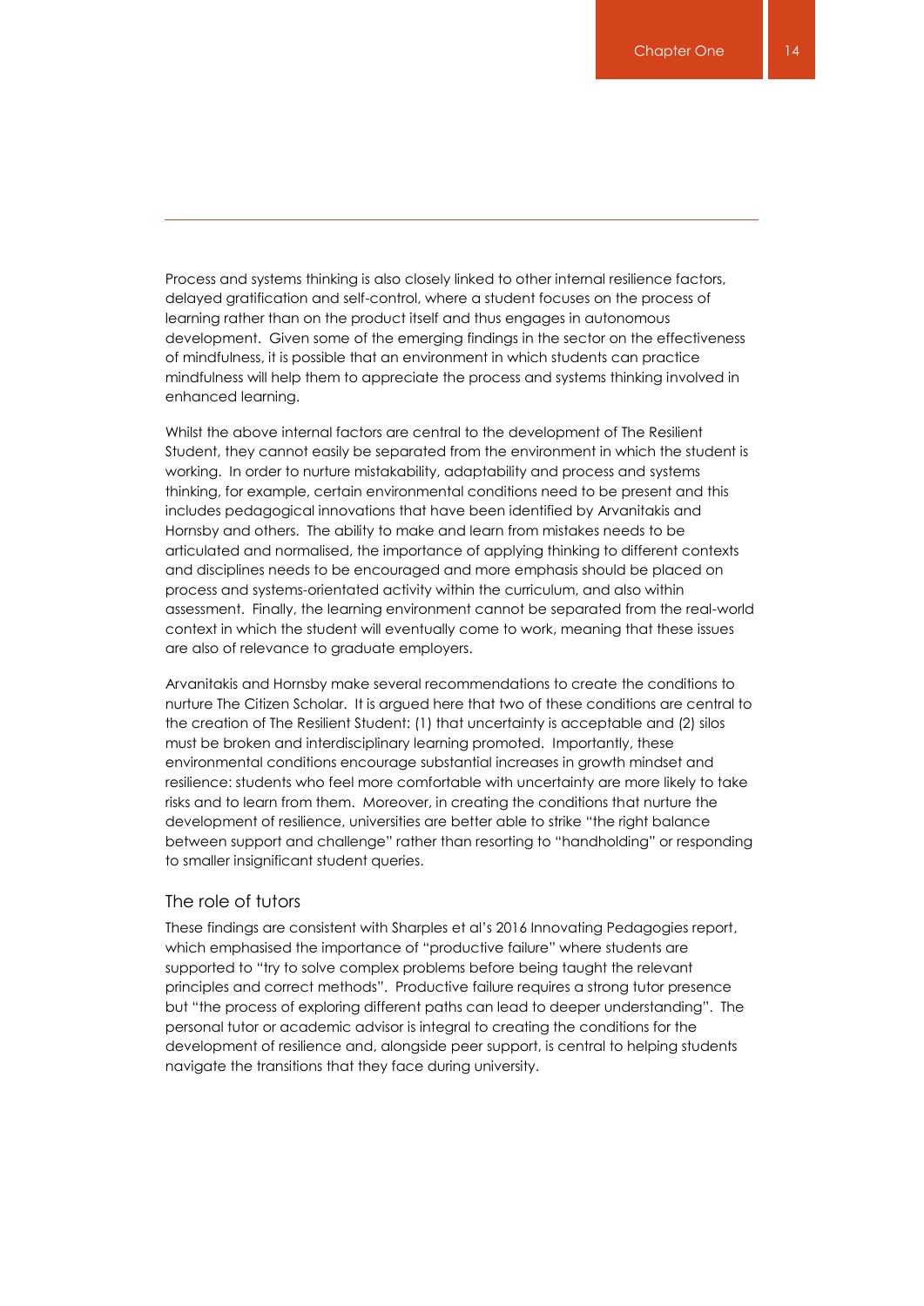Process and systems thinking is also closely linked to other internal resilience factors, delayed gratification and self-control, where a student focuses on the process of learning rather than on the product itself and thus engages in autonomous development. Given some of the emerging findings in the sector on the effectiveness of mindfulness, it is possible that an environment in which students can practice mindfulness will help them to appreciate the process and systems thinking involved in enhanced learning.

Whilst the above internal factors are central to the development of The Resilient Student, they cannot easily be separated from the environment in which the student is working. In order to nurture mistakability, adaptability and process and systems thinking, for example, certain environmental conditions need to be present and this includes pedagogical innovations that have been identified by Arvanitakis and Hornsby and others. The ability to make and learn from mistakes needs to be articulated and normalised, the importance of applying thinking to different contexts and disciplines needs to be encouraged and more emphasis should be placed on process and systems-orientated activity within the curriculum, and also within assessment. Finally, the learning environment cannot be separated from the real-world context in which the student will eventually come to work, meaning that these issues are also of relevance to graduate employers.

Arvanitakis and Hornsby make several recommendations to create the conditions to nurture The Citizen Scholar. It is argued here that two of these conditions are central to the creation of The Resilient Student: (1) that uncertainty is acceptable and (2) silos must be broken and interdisciplinary learning promoted. Importantly, these environmental conditions encourage substantial increases in growth mindset and resilience: students who feel more comfortable with uncertainty are more likely to take risks and to learn from them. Moreover, in creating the conditions that nurture the development of resilience, universities are better able to strike "the right balance between support and challenge" rather than resorting to "handholding" or responding to smaller insignificant student queries.

## The role of tutors

These findings are consistent with Sharples et al's 2016 Innovating Pedagogies report, which emphasised the importance of "productive failure" where students are supported to "try to solve complex problems before being taught the relevant principles and correct methods". Productive failure requires a strong tutor presence but "the process of exploring different paths can lead to deeper understanding". The personal tutor or academic advisor is integral to creating the conditions for the development of resilience and, alongside peer support, is central to helping students navigate the transitions that they face during university.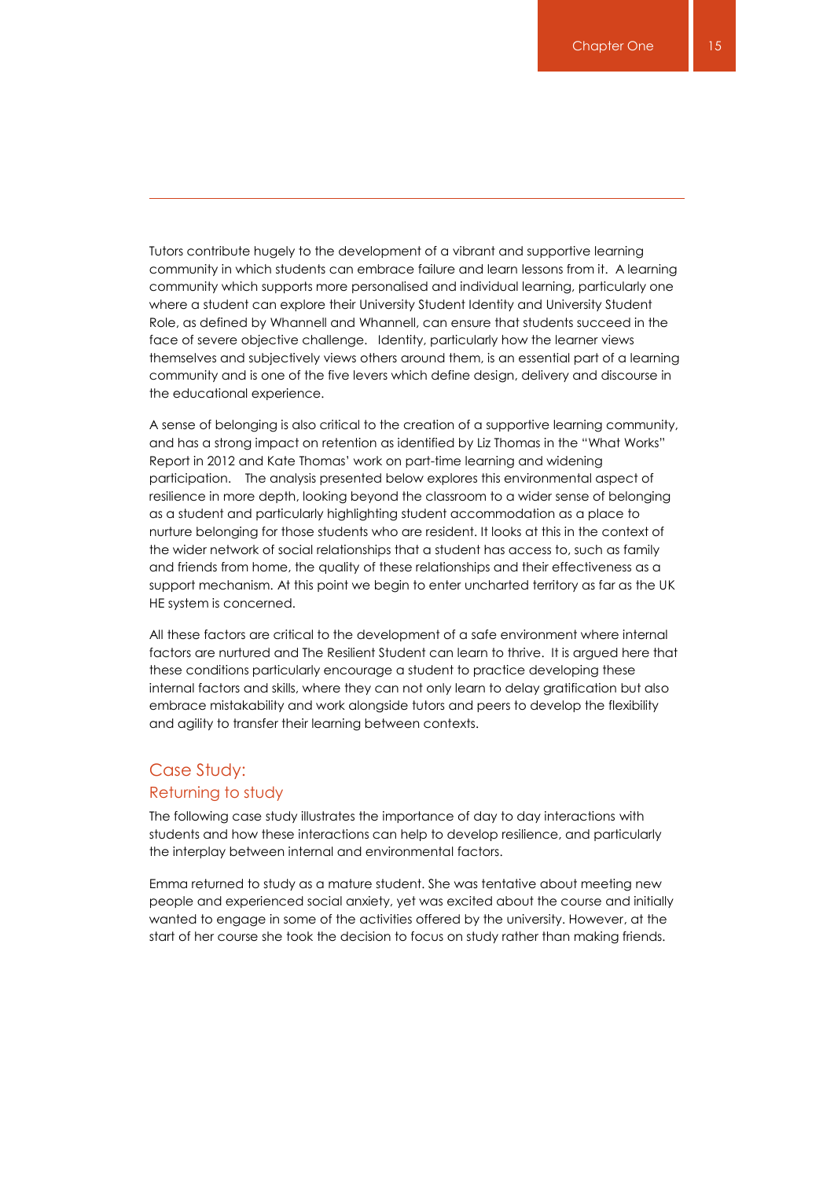Tutors contribute hugely to the development of a vibrant and supportive learning community in which students can embrace failure and learn lessons from it. A learning community which supports more personalised and individual learning, particularly one where a student can explore their University Student Identity and University Student Role, as defined by Whannell and Whannell, can ensure that students succeed in the face of severe objective challenge. Identity, particularly how the learner views themselves and subjectively views others around them, is an essential part of a learning community and is one of the five levers which define design, delivery and discourse in the educational experience.

A sense of belonging is also critical to the creation of a supportive learning community, and has a strong impact on retention as identified by Liz Thomas in the "What Works" Report in 2012 and Kate Thomas' work on part-time learning and widening participation. The analysis presented below explores this environmental aspect of resilience in more depth, looking beyond the classroom to a wider sense of belonging as a student and particularly highlighting student accommodation as a place to nurture belonging for those students who are resident. It looks at this in the context of the wider network of social relationships that a student has access to, such as family and friends from home, the quality of these relationships and their effectiveness as a support mechanism. At this point we begin to enter uncharted territory as far as the UK HE system is concerned.

All these factors are critical to the development of a safe environment where internal factors are nurtured and The Resilient Student can learn to thrive. It is argued here that these conditions particularly encourage a student to practice developing these internal factors and skills, where they can not only learn to delay gratification but also embrace mistakability and work alongside tutors and peers to develop the flexibility and agility to transfer their learning between contexts.

## Case Study:
### Returning to study

The following case study illustrates the importance of day to day interactions with students and how these interactions can help to develop resilience, and particularly the interplay between internal and environmental factors.

Emma returned to study as a mature student. She was tentative about meeting new people and experienced social anxiety, yet was excited about the course and initially wanted to engage in some of the activities offered by the university. However, at the start of her course she took the decision to focus on study rather than making friends.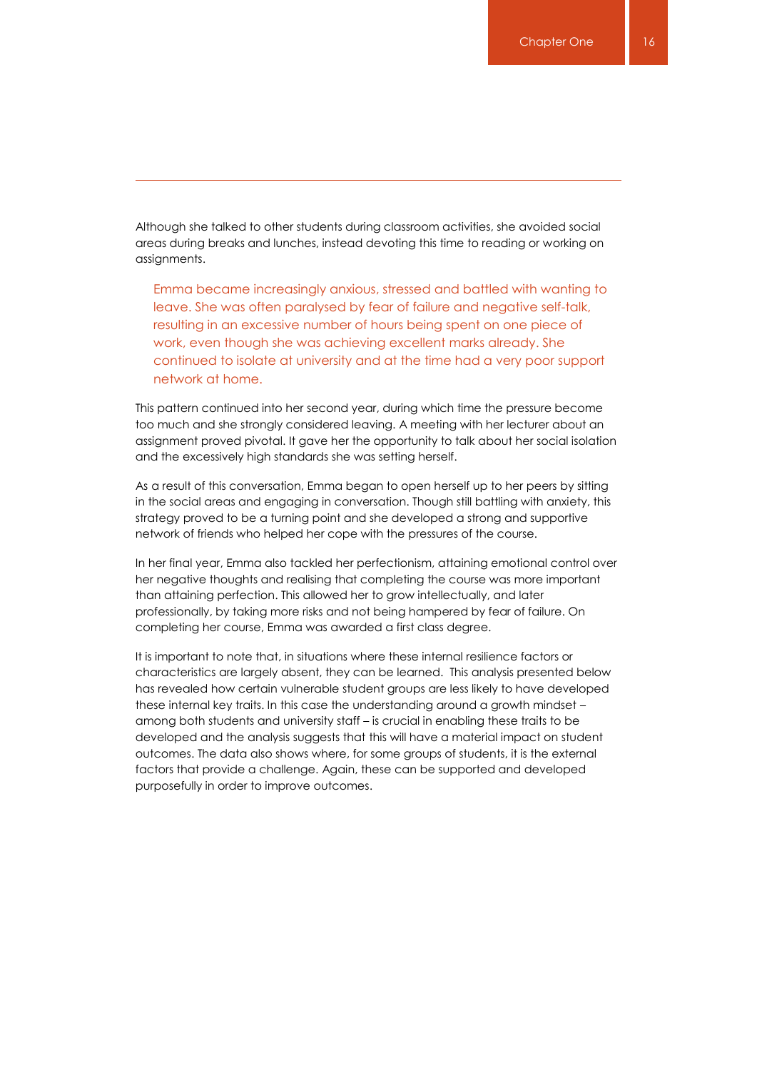Although she talked to other students during classroom activities, she avoided social areas during breaks and lunches, instead devoting this time to reading or working on assignments.

> Emma became increasingly anxious, stressed and battled with wanting to leave. She was often paralysed by fear of failure and negative self-talk, resulting in an excessive number of hours being spent on one piece of work, even though she was achieving excellent marks already. She continued to isolate at university and at the time had a very poor support network at home.

This pattern continued into her second year, during which time the pressure become too much and she strongly considered leaving. A meeting with her lecturer about an assignment proved pivotal. It gave her the opportunity to talk about her social isolation and the excessively high standards she was setting herself.

As a result of this conversation, Emma began to open herself up to her peers by sitting in the social areas and engaging in conversation. Though still battling with anxiety, this strategy proved to be a turning point and she developed a strong and supportive network of friends who helped her cope with the pressures of the course.

In her final year, Emma also tackled her perfectionism, attaining emotional control over her negative thoughts and realising that completing the course was more important than attaining perfection. This allowed her to grow intellectually, and later professionally, by taking more risks and not being hampered by fear of failure. On completing her course, Emma was awarded a first class degree.

It is important to note that, in situations where these internal resilience factors or characteristics are largely absent, they can be learned. This analysis presented below has revealed how certain vulnerable student groups are less likely to have developed these internal key traits. In this case the understanding around a growth mindset – among both students and university staff – is crucial in enabling these traits to be developed and the analysis suggests that this will have a material impact on student outcomes. The data also shows where, for some groups of students, it is the external factors that provide a challenge. Again, these can be supported and developed purposefully in order to improve outcomes.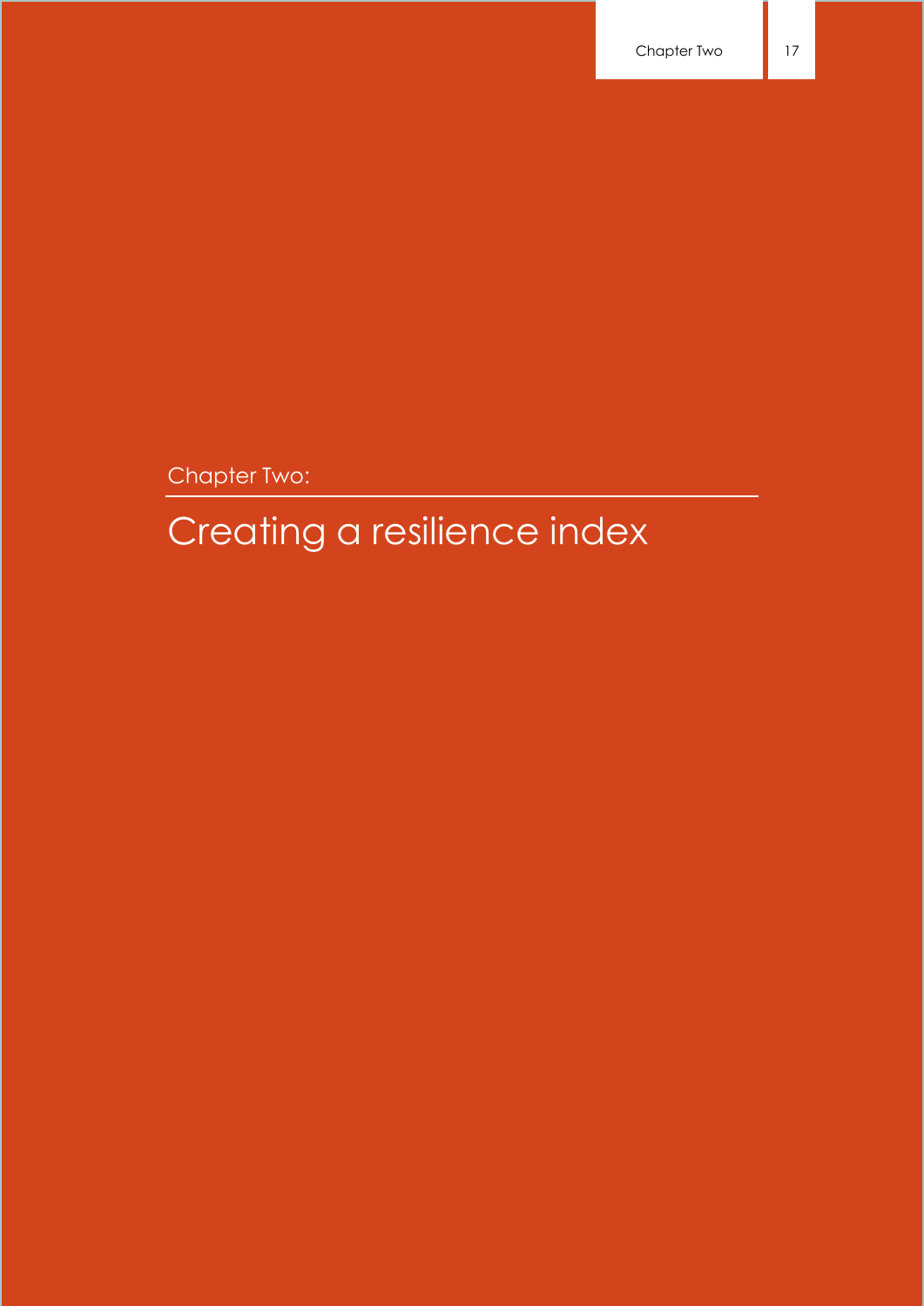Chapter Two:

# Creating a resilience index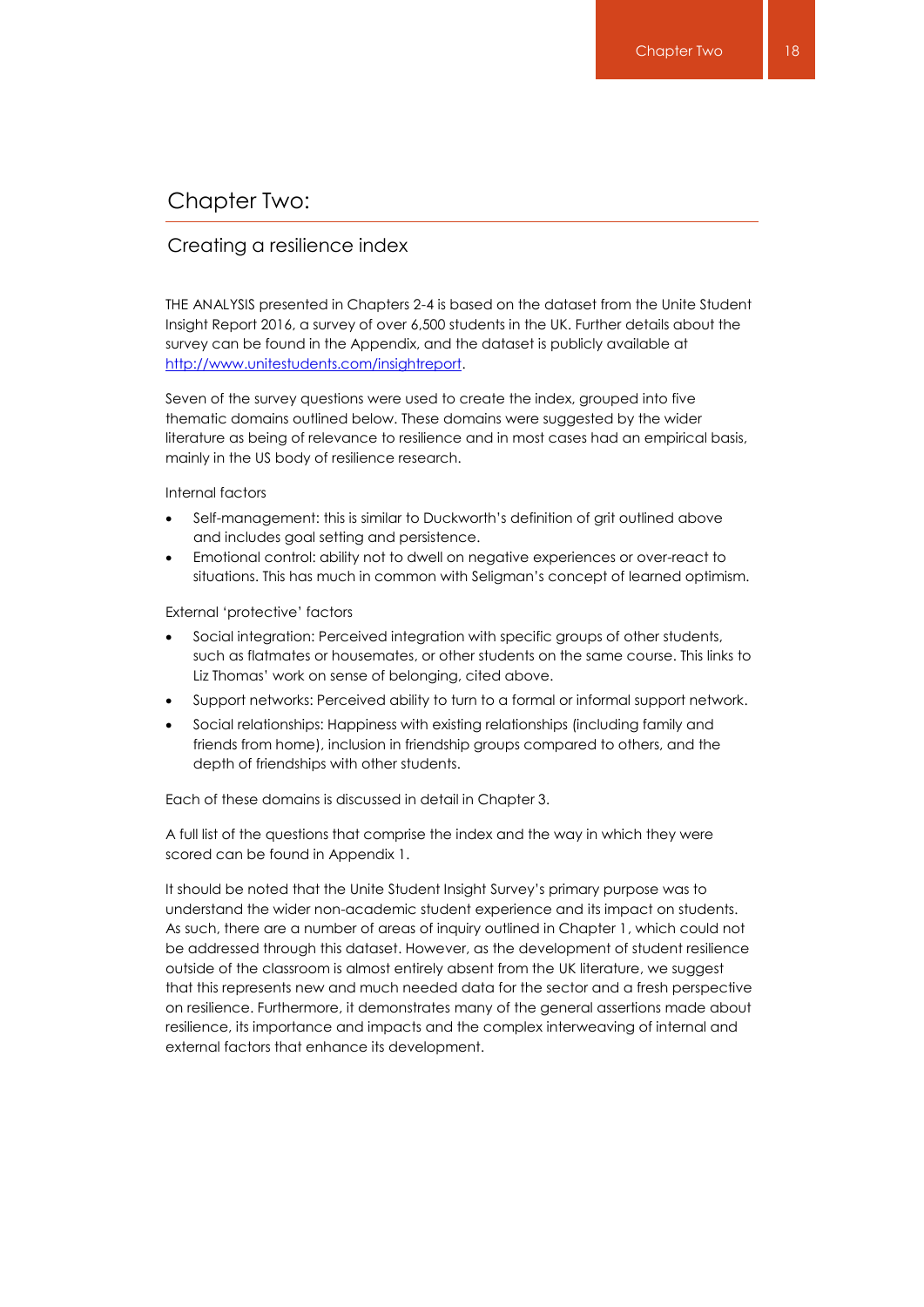# Chapter Two:

## Creating a resilience index

THE ANALYSIS presented in Chapters 2-4 is based on the dataset from the Unite Student Insight Report 2016, a survey of over 6,500 students in the UK. Further details about the survey can be found in the Appendix, and the dataset is publicly available at [http://www.unitestudents.com/insightreport](http://www.unitestudents.com/insightreport).

Seven of the survey questions were used to create the index, grouped into five thematic domains outlined below. These domains were suggested by the wider literature as being of relevance to resilience and in most cases had an empirical basis, mainly in the US body of resilience research.

Internal factors

- Self-management: this is similar to Duckworth's definition of grit outlined above and includes goal setting and persistence.
- Emotional control: ability not to dwell on negative experiences or over-react to situations. This has much in common with Seligman's concept of learned optimism.

External 'protective' factors

- Social integration: Perceived integration with specific groups of other students, such as flatmates or housemates, or other students on the same course. This links to Liz Thomas' work on sense of belonging, cited above.
- Support networks: Perceived ability to turn to a formal or informal support network.
- Social relationships: Happiness with existing relationships (including family and friends from home), inclusion in friendship groups compared to others, and the depth of friendships with other students.

Each of these domains is discussed in detail in Chapter 3.

A full list of the questions that comprise the index and the way in which they were scored can be found in Appendix 1.

It should be noted that the Unite Student Insight Survey's primary purpose was to understand the wider non-academic student experience and its impact on students. As such, there are a number of areas of inquiry outlined in Chapter 1, which could not be addressed through this dataset. However, as the development of student resilience outside of the classroom is almost entirely absent from the UK literature, we suggest that this represents new and much needed data for the sector and a fresh perspective on resilience. Furthermore, it demonstrates many of the general assertions made about resilience, its importance and impacts and the complex interweaving of internal and external factors that enhance its development.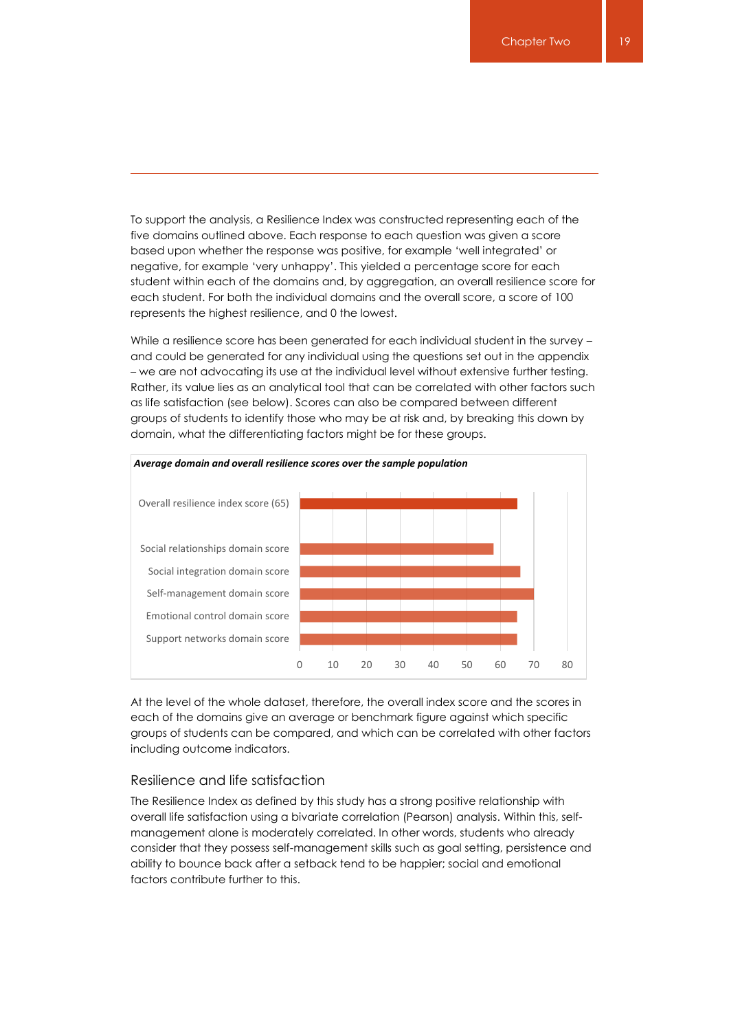To support the analysis, a Resilience Index was constructed representing each of the five domains outlined above. Each response to each question was given a score based upon whether the response was positive, for example 'well integrated' or negative, for example 'very unhappy'. This yielded a percentage score for each student within each of the domains and, by aggregation, an overall resilience score for each student. For both the individual domains and the overall score, a score of 100 represents the highest resilience, and 0 the lowest.

While a resilience score has been generated for each individual student in the survey – and could be generated for any individual using the questions set out in the appendix – we are not advocating its use at the individual level without extensive further testing. Rather, its value lies as an analytical tool that can be correlated with other factors such as life satisfaction (see below). Scores can also be compared between different groups of students to identify those who may be at risk and, by breaking this down by domain, what the differentiating factors might be for these groups.

***Average domain and overall resilience scores over the sample population***

Overall resilience index score (65)

Social relationships domain score

Social integration domain score

Self-management domain score

Emotional control domain score

Support networks domain score

0 10 20 30 40 50 60 70 80

At the level of the whole dataset, therefore, the overall index score and the scores in each of the domains give an average or benchmark figure against which specific groups of students can be compared, and which can be correlated with other factors including outcome indicators.

## Resilience and life satisfaction

The Resilience Index as defined by this study has a strong positive relationship with overall life satisfaction using a bivariate correlation (Pearson) analysis. Within this, self-management alone is moderately correlated. In other words, students who already consider that they possess self-management skills such as goal setting, persistence and ability to bounce back after a setback tend to be happier; social and emotional factors contribute further to this.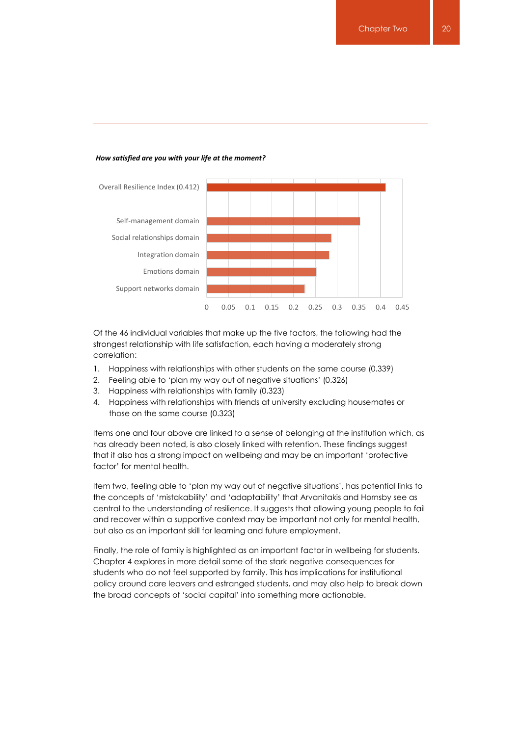***How satisfied are you with your life at the moment?***

| | Value |
|---|---|
| Overall Resilience Index (0.412) | 0.412 |
| Self-management domain | ~0.35 |
| Social relationships domain | ~0.29 |
| Integration domain | ~0.28 |
| Emotions domain | ~0.25 |
| Support networks domain | ~0.23 |

Of the 46 individual variables that make up the five factors, the following had the strongest relationship with life satisfaction, each having a moderately strong correlation:

1. Happiness with relationships with other students on the same course (0.339)
2. Feeling able to 'plan my way out of negative situations' (0.326)
3. Happiness with relationships with family (0.323)
4. Happiness with relationships with friends at university excluding housemates or those on the same course (0.323)

Items one and four above are linked to a sense of belonging at the institution which, as has already been noted, is also closely linked with retention. These findings suggest that it also has a strong impact on wellbeing and may be an important 'protective factor' for mental health.

Item two, feeling able to 'plan my way out of negative situations', has potential links to the concepts of 'mistakability' and 'adaptability' that Arvanitakis and Hornsby see as central to the understanding of resilience. It suggests that allowing young people to fail and recover within a supportive context may be important not only for mental health, but also as an important skill for learning and future employment.

Finally, the role of family is highlighted as an important factor in wellbeing for students. Chapter 4 explores in more detail some of the stark negative consequences for students who do not feel supported by family. This has implications for institutional policy around care leavers and estranged students, and may also help to break down the broad concepts of 'social capital' into something more actionable.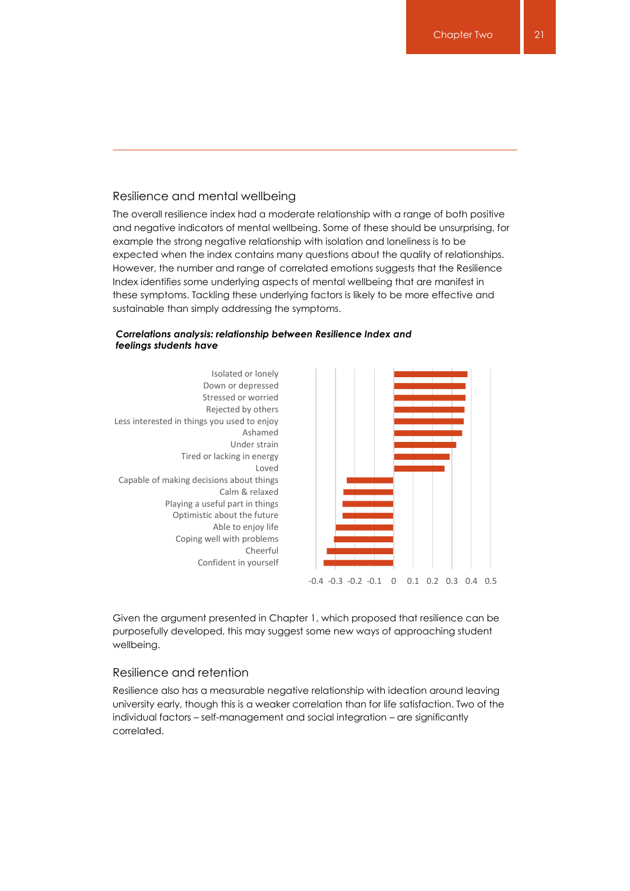## Resilience and mental wellbeing

The overall resilience index had a moderate relationship with a range of both positive and negative indicators of mental wellbeing. Some of these should be unsurprising, for example the strong negative relationship with isolation and loneliness is to be expected when the index contains many questions about the quality of relationships. However, the number and range of correlated emotions suggests that the Resilience Index identifies some underlying aspects of mental wellbeing that are manifest in these symptoms. Tackling these underlying factors is likely to be more effective and sustainable than simply addressing the symptoms.

***Correlations analysis: relationship between Resilience Index and feelings students have***

Isolated or lonely
Down or depressed
Stressed or worried
Rejected by others
Less interested in things you used to enjoy
Ashamed
Under strain
Tired or lacking in energy
Loved
Capable of making decisions about things
Calm & relaxed
Playing a useful part in things
Optimistic about the future
Able to enjoy life
Coping well with problems
Cheerful
Confident in yourself

-0.4 -0.3 -0.2 -0.1 0 0.1 0.2 0.3 0.4 0.5

Given the argument presented in Chapter 1, which proposed that resilience can be purposefully developed, this may suggest some new ways of approaching student wellbeing.

## Resilience and retention

Resilience also has a measurable negative relationship with ideation around leaving university early, though this is a weaker correlation than for life satisfaction. Two of the individual factors – self-management and social integration – are significantly correlated.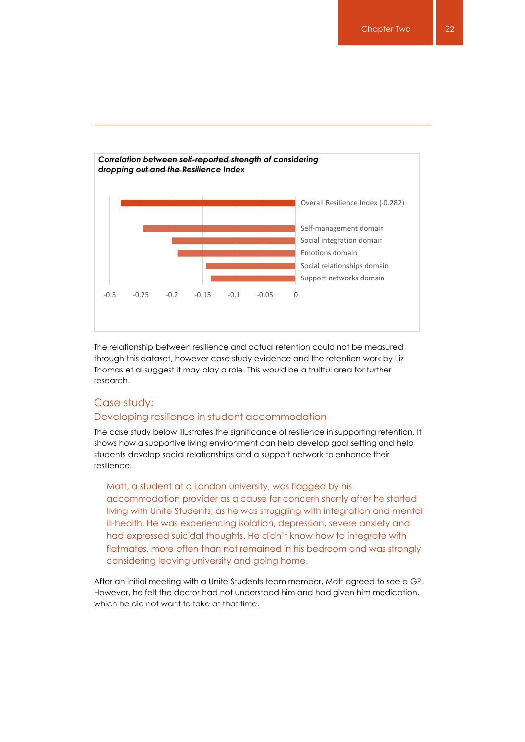***Correlation between self-reported strength of considering dropping out and the Resilience Index***

| Measure | Correlation |
|---|---|
| Overall Resilience Index | -0.282 |
| Self-management domain | |
| Social integration domain | |
| Emotions domain | |
| Social relationships domain | |
| Support networks domain | |

The relationship between resilience and actual retention could not be measured through this dataset, however case study evidence and the retention work by Liz Thomas et al suggest it may play a role. This would be a fruitful area for further research.

## Case study:

### Developing resilience in student accommodation

The case study below illustrates the significance of resilience in supporting retention. It shows how a supportive living environment can help develop goal setting and help students develop social relationships and a support network to enhance their resilience.

> Matt, a student at a London university, was flagged by his accommodation provider as a cause for concern shortly after he started living with Unite Students, as he was struggling with integration and mental ill-health. He was experiencing isolation, depression, severe anxiety and had expressed suicidal thoughts. He didn't know how to integrate with flatmates, more often than not remained in his bedroom and was strongly considering leaving university and going home.

After an initial meeting with a Unite Students team member, Matt agreed to see a GP. However, he felt the doctor had not understood him and had given him medication, which he did not want to take at that time.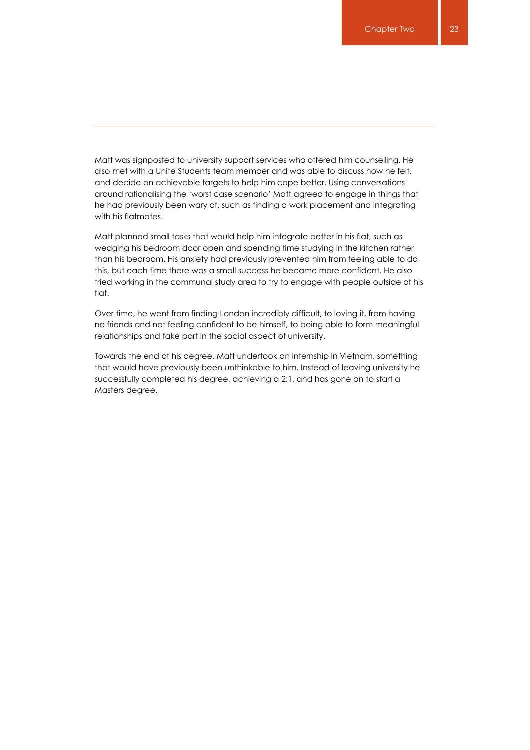Matt was signposted to university support services who offered him counselling. He also met with a Unite Students team member and was able to discuss how he felt, and decide on achievable targets to help him cope better. Using conversations around rationalising the 'worst case scenario' Matt agreed to engage in things that he had previously been wary of, such as finding a work placement and integrating with his flatmates.

Matt planned small tasks that would help him integrate better in his flat, such as wedging his bedroom door open and spending time studying in the kitchen rather than his bedroom. His anxiety had previously prevented him from feeling able to do this, but each time there was a small success he became more confident. He also tried working in the communal study area to try to engage with people outside of his flat.

Over time, he went from finding London incredibly difficult, to loving it, from having no friends and not feeling confident to be himself, to being able to form meaningful relationships and take part in the social aspect of university.

Towards the end of his degree, Matt undertook an internship in Vietnam, something that would have previously been unthinkable to him. Instead of leaving university he successfully completed his degree, achieving a 2:1, and has gone on to start a Masters degree.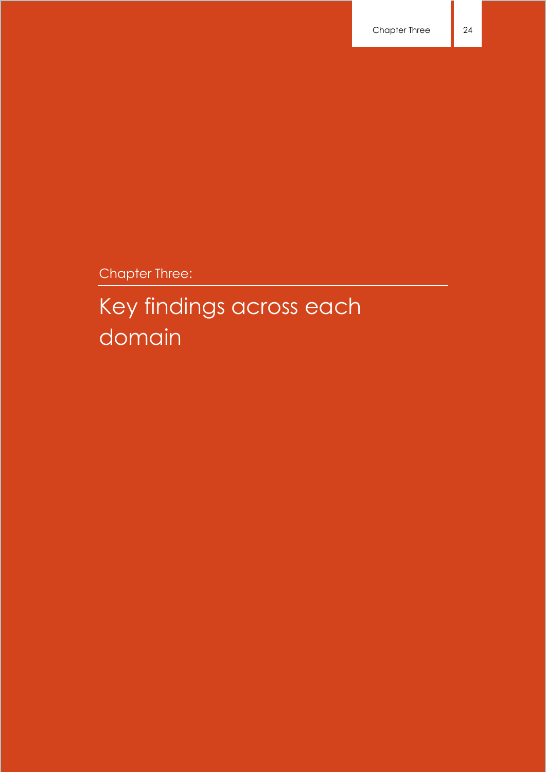Chapter Three:

# Key findings across each domain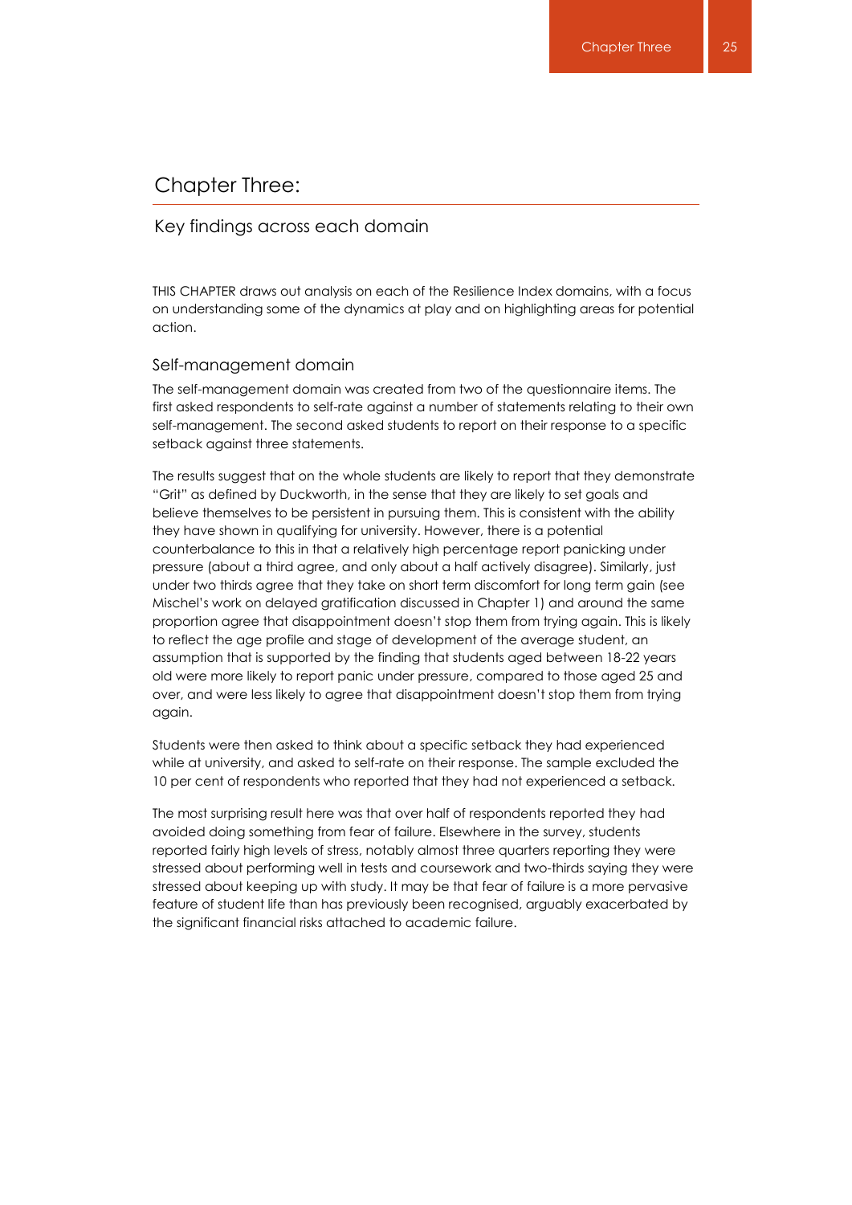# Chapter Three:

## Key findings across each domain

THIS CHAPTER draws out analysis on each of the Resilience Index domains, with a focus on understanding some of the dynamics at play and on highlighting areas for potential action.

### Self-management domain

The self-management domain was created from two of the questionnaire items. The first asked respondents to self-rate against a number of statements relating to their own self-management. The second asked students to report on their response to a specific setback against three statements.

The results suggest that on the whole students are likely to report that they demonstrate "Grit" as defined by Duckworth, in the sense that they are likely to set goals and believe themselves to be persistent in pursuing them. This is consistent with the ability they have shown in qualifying for university. However, there is a potential counterbalance to this in that a relatively high percentage report panicking under pressure (about a third agree, and only about a half actively disagree). Similarly, just under two thirds agree that they take on short term discomfort for long term gain (see Mischel's work on delayed gratification discussed in Chapter 1) and around the same proportion agree that disappointment doesn't stop them from trying again. This is likely to reflect the age profile and stage of development of the average student, an assumption that is supported by the finding that students aged between 18-22 years old were more likely to report panic under pressure, compared to those aged 25 and over, and were less likely to agree that disappointment doesn't stop them from trying again.

Students were then asked to think about a specific setback they had experienced while at university, and asked to self-rate on their response. The sample excluded the 10 per cent of respondents who reported that they had not experienced a setback.

The most surprising result here was that over half of respondents reported they had avoided doing something from fear of failure. Elsewhere in the survey, students reported fairly high levels of stress, notably almost three quarters reporting they were stressed about performing well in tests and coursework and two-thirds saying they were stressed about keeping up with study. It may be that fear of failure is a more pervasive feature of student life than has previously been recognised, arguably exacerbated by the significant financial risks attached to academic failure.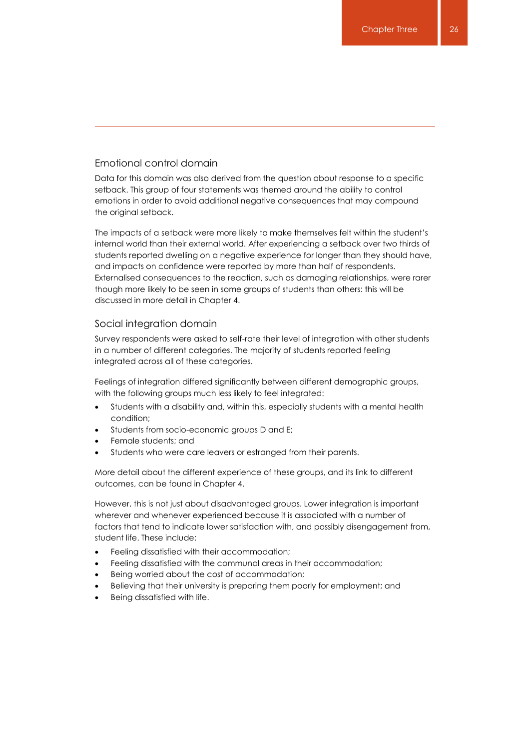## Emotional control domain

Data for this domain was also derived from the question about response to a specific setback. This group of four statements was themed around the ability to control emotions in order to avoid additional negative consequences that may compound the original setback.

The impacts of a setback were more likely to make themselves felt within the student's internal world than their external world. After experiencing a setback over two thirds of students reported dwelling on a negative experience for longer than they should have, and impacts on confidence were reported by more than half of respondents. Externalised consequences to the reaction, such as damaging relationships, were rarer though more likely to be seen in some groups of students than others: this will be discussed in more detail in Chapter 4.

## Social integration domain

Survey respondents were asked to self-rate their level of integration with other students in a number of different categories. The majority of students reported feeling integrated across all of these categories.

Feelings of integration differed significantly between different demographic groups, with the following groups much less likely to feel integrated:

- Students with a disability and, within this, especially students with a mental health condition;
- Students from socio-economic groups D and E;
- Female students; and
- Students who were care leavers or estranged from their parents.

More detail about the different experience of these groups, and its link to different outcomes, can be found in Chapter 4.

However, this is not just about disadvantaged groups. Lower integration is important wherever and whenever experienced because it is associated with a number of factors that tend to indicate lower satisfaction with, and possibly disengagement from, student life. These include:

- Feeling dissatisfied with their accommodation;
- Feeling dissatisfied with the communal areas in their accommodation;
- Being worried about the cost of accommodation;
- Believing that their university is preparing them poorly for employment; and
- Being dissatisfied with life.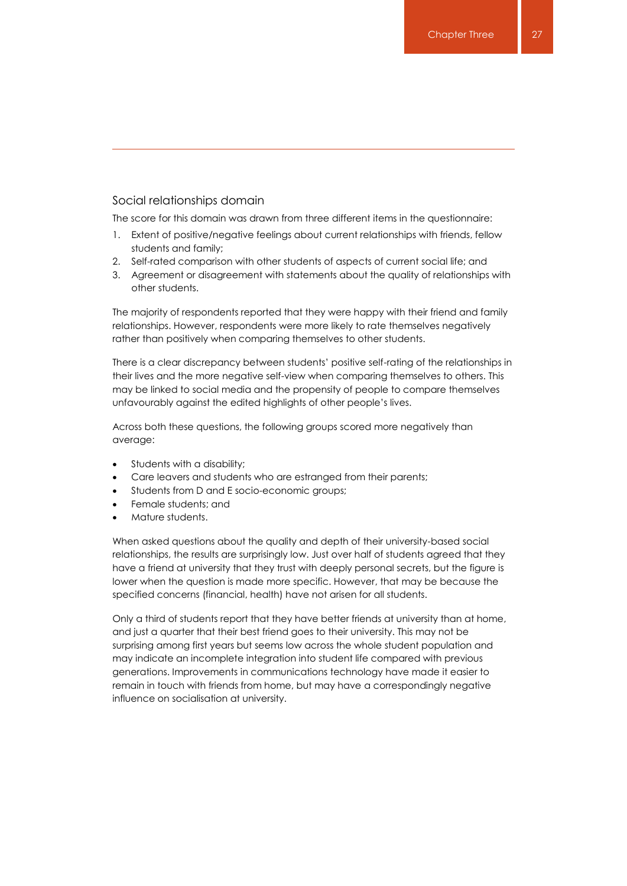## Social relationships domain

The score for this domain was drawn from three different items in the questionnaire:

1. Extent of positive/negative feelings about current relationships with friends, fellow students and family;
2. Self-rated comparison with other students of aspects of current social life; and
3. Agreement or disagreement with statements about the quality of relationships with other students.

The majority of respondents reported that they were happy with their friend and family relationships. However, respondents were more likely to rate themselves negatively rather than positively when comparing themselves to other students.

There is a clear discrepancy between students' positive self-rating of the relationships in their lives and the more negative self-view when comparing themselves to others. This may be linked to social media and the propensity of people to compare themselves unfavourably against the edited highlights of other people's lives.

Across both these questions, the following groups scored more negatively than average:

- Students with a disability;
- Care leavers and students who are estranged from their parents;
- Students from D and E socio-economic groups;
- Female students; and
- Mature students.

When asked questions about the quality and depth of their university-based social relationships, the results are surprisingly low. Just over half of students agreed that they have a friend at university that they trust with deeply personal secrets, but the figure is lower when the question is made more specific. However, that may be because the specified concerns (financial, health) have not arisen for all students.

Only a third of students report that they have better friends at university than at home, and just a quarter that their best friend goes to their university. This may not be surprising among first years but seems low across the whole student population and may indicate an incomplete integration into student life compared with previous generations. Improvements in communications technology have made it easier to remain in touch with friends from home, but may have a correspondingly negative influence on socialisation at university.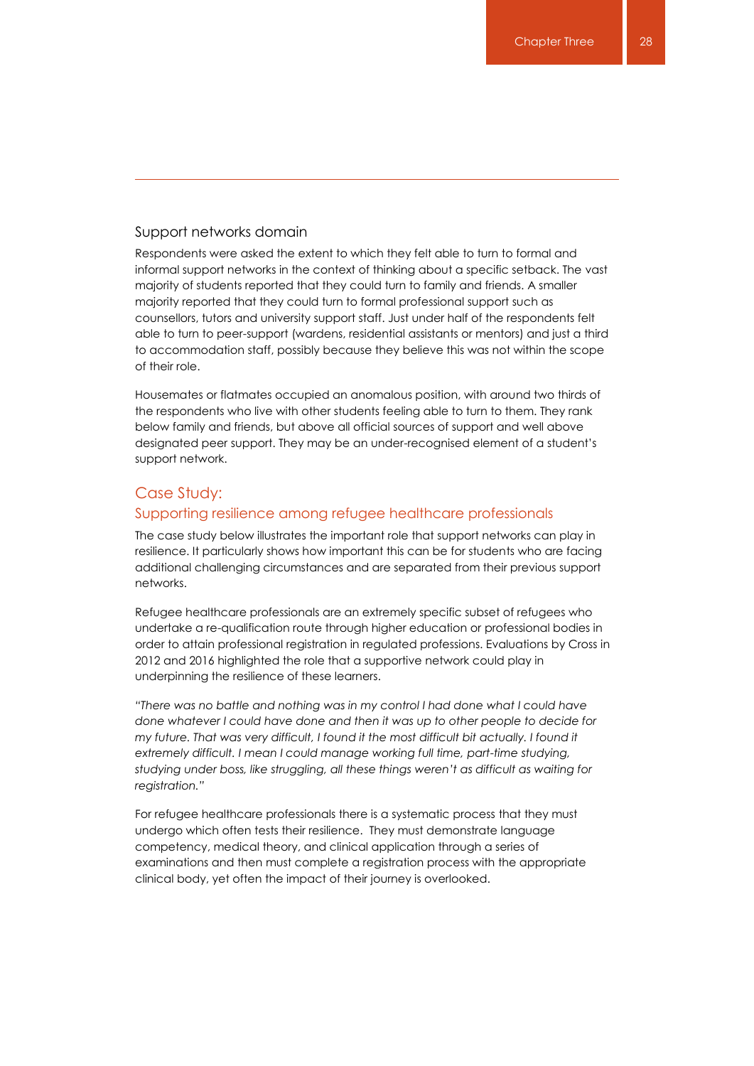## Support networks domain

Respondents were asked the extent to which they felt able to turn to formal and informal support networks in the context of thinking about a specific setback. The vast majority of students reported that they could turn to family and friends. A smaller majority reported that they could turn to formal professional support such as counsellors, tutors and university support staff. Just under half of the respondents felt able to turn to peer-support (wardens, residential assistants or mentors) and just a third to accommodation staff, possibly because they believe this was not within the scope of their role.

Housemates or flatmates occupied an anomalous position, with around two thirds of the respondents who live with other students feeling able to turn to them. They rank below family and friends, but above all official sources of support and well above designated peer support. They may be an under-recognised element of a student's support network.

## Case Study:

### Supporting resilience among refugee healthcare professionals

The case study below illustrates the important role that support networks can play in resilience. It particularly shows how important this can be for students who are facing additional challenging circumstances and are separated from their previous support networks.

Refugee healthcare professionals are an extremely specific subset of refugees who undertake a re-qualification route through higher education or professional bodies in order to attain professional registration in regulated professions. Evaluations by Cross in 2012 and 2016 highlighted the role that a supportive network could play in underpinning the resilience of these learners.

*"There was no battle and nothing was in my control I had done what I could have done whatever I could have done and then it was up to other people to decide for my future. That was very difficult, I found it the most difficult bit actually. I found it extremely difficult. I mean I could manage working full time, part-time studying, studying under boss, like struggling, all these things weren't as difficult as waiting for registration."*

For refugee healthcare professionals there is a systematic process that they must undergo which often tests their resilience. They must demonstrate language competency, medical theory, and clinical application through a series of examinations and then must complete a registration process with the appropriate clinical body, yet often the impact of their journey is overlooked.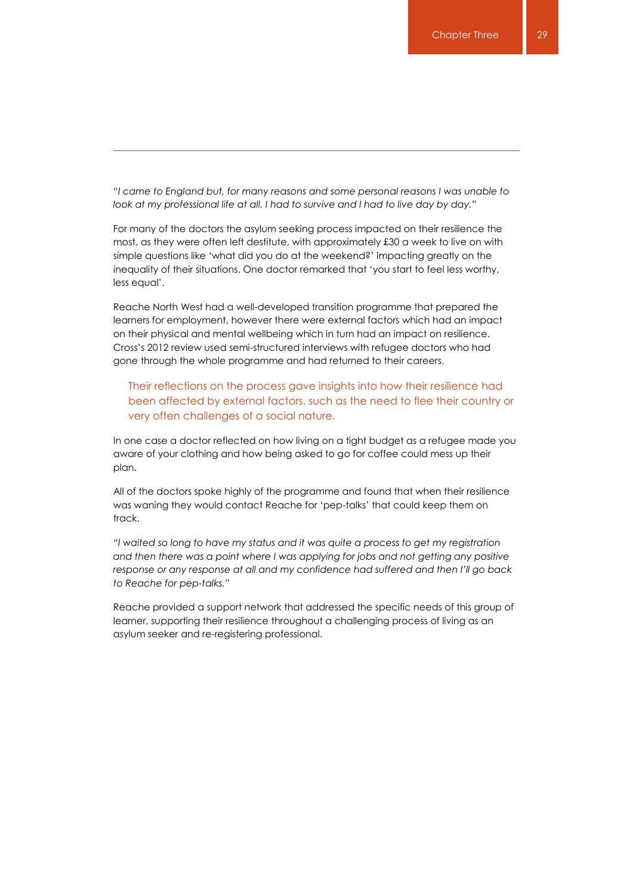*"I came to England but, for many reasons and some personal reasons I was unable to look at my professional life at all. I had to survive and I had to live day by day."*

For many of the doctors the asylum seeking process impacted on their resilience the most, as they were often left destitute, with approximately £30 a week to live on with simple questions like 'what did you do at the weekend?' impacting greatly on the inequality of their situations. One doctor remarked that 'you start to feel less worthy, less equal'.

Reache North West had a well-developed transition programme that prepared the learners for employment, however there were external factors which had an impact on their physical and mental wellbeing which in turn had an impact on resilience. Cross's 2012 review used semi-structured interviews with refugee doctors who had gone through the whole programme and had returned to their careers.

> Their reflections on the process gave insights into how their resilience had been affected by external factors, such as the need to flee their country or very often challenges of a social nature.

In one case a doctor reflected on how living on a tight budget as a refugee made you aware of your clothing and how being asked to go for coffee could mess up their plan.

All of the doctors spoke highly of the programme and found that when their resilience was waning they would contact Reache for 'pep-talks' that could keep them on track.

*"I waited so long to have my status and it was quite a process to get my registration and then there was a point where I was applying for jobs and not getting any positive response or any response at all and my confidence had suffered and then I'll go back to Reache for pep-talks."*

Reache provided a support network that addressed the specific needs of this group of learner, supporting their resilience throughout a challenging process of living as an asylum seeker and re-registering professional.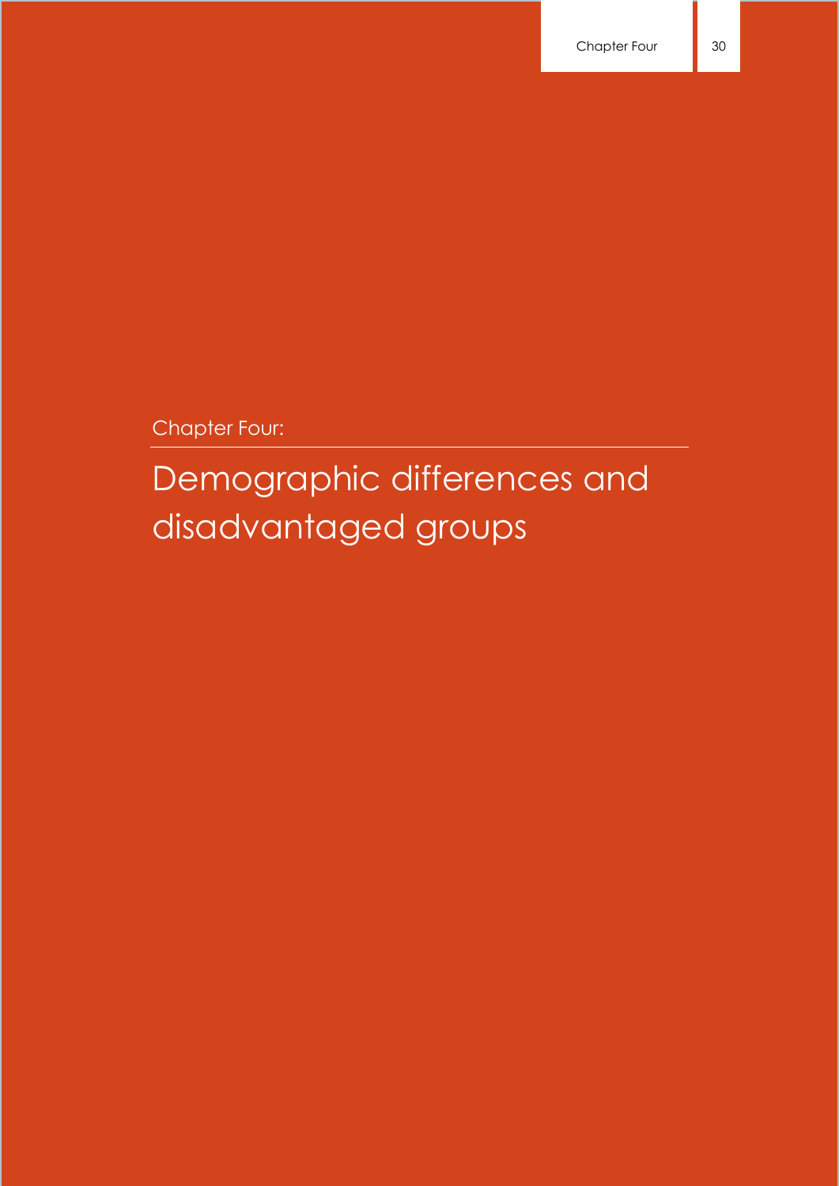Chapter Four:

# Demographic differences and disadvantaged groups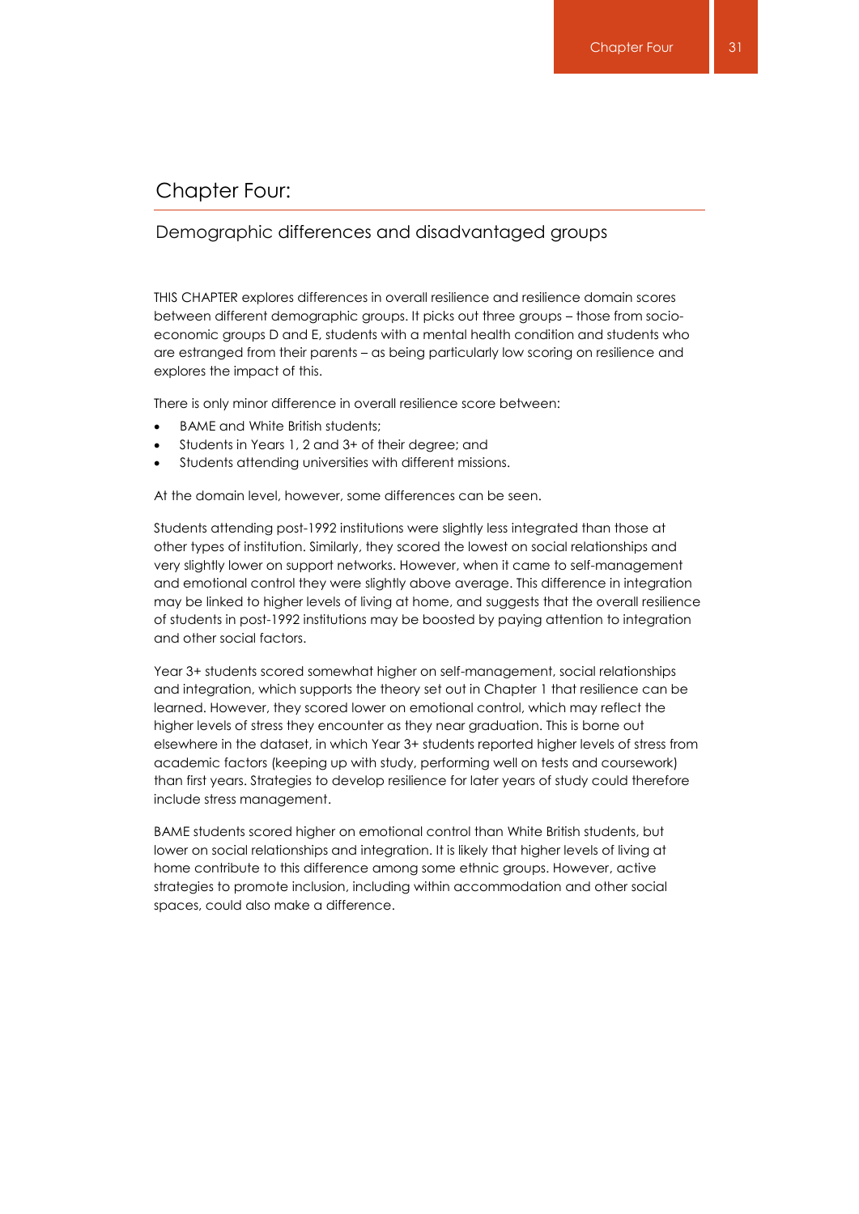# Chapter Four:

## Demographic differences and disadvantaged groups

THIS CHAPTER explores differences in overall resilience and resilience domain scores between different demographic groups. It picks out three groups – those from socio-economic groups D and E, students with a mental health condition and students who are estranged from their parents – as being particularly low scoring on resilience and explores the impact of this.

There is only minor difference in overall resilience score between:

- BAME and White British students;
- Students in Years 1, 2 and 3+ of their degree; and
- Students attending universities with different missions.

At the domain level, however, some differences can be seen.

Students attending post-1992 institutions were slightly less integrated than those at other types of institution. Similarly, they scored the lowest on social relationships and very slightly lower on support networks. However, when it came to self-management and emotional control they were slightly above average. This difference in integration may be linked to higher levels of living at home, and suggests that the overall resilience of students in post-1992 institutions may be boosted by paying attention to integration and other social factors.

Year 3+ students scored somewhat higher on self-management, social relationships and integration, which supports the theory set out in Chapter 1 that resilience can be learned. However, they scored lower on emotional control, which may reflect the higher levels of stress they encounter as they near graduation. This is borne out elsewhere in the dataset, in which Year 3+ students reported higher levels of stress from academic factors (keeping up with study, performing well on tests and coursework) than first years. Strategies to develop resilience for later years of study could therefore include stress management.

BAME students scored higher on emotional control than White British students, but lower on social relationships and integration. It is likely that higher levels of living at home contribute to this difference among some ethnic groups. However, active strategies to promote inclusion, including within accommodation and other social spaces, could also make a difference.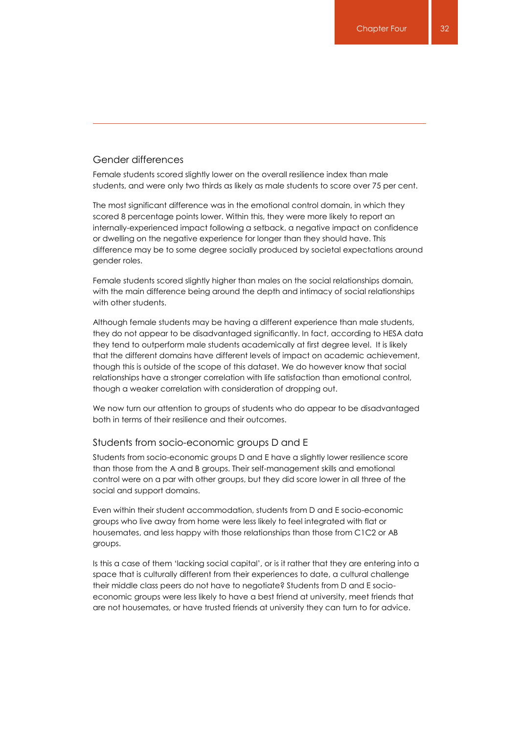## Gender differences

Female students scored slightly lower on the overall resilience index than male students, and were only two thirds as likely as male students to score over 75 per cent.

The most significant difference was in the emotional control domain, in which they scored 8 percentage points lower. Within this, they were more likely to report an internally-experienced impact following a setback, a negative impact on confidence or dwelling on the negative experience for longer than they should have. This difference may be to some degree socially produced by societal expectations around gender roles.

Female students scored slightly higher than males on the social relationships domain, with the main difference being around the depth and intimacy of social relationships with other students.

Although female students may be having a different experience than male students, they do not appear to be disadvantaged significantly. In fact, according to HESA data they tend to outperform male students academically at first degree level. It is likely that the different domains have different levels of impact on academic achievement, though this is outside of the scope of this dataset. We do however know that social relationships have a stronger correlation with life satisfaction than emotional control, though a weaker correlation with consideration of dropping out.

We now turn our attention to groups of students who do appear to be disadvantaged both in terms of their resilience and their outcomes.

## Students from socio-economic groups D and E

Students from socio-economic groups D and E have a slightly lower resilience score than those from the A and B groups. Their self-management skills and emotional control were on a par with other groups, but they did score lower in all three of the social and support domains.

Even within their student accommodation, students from D and E socio-economic groups who live away from home were less likely to feel integrated with flat or housemates, and less happy with those relationships than those from C1C2 or AB groups.

Is this a case of them 'lacking social capital', or is it rather that they are entering into a space that is culturally different from their experiences to date, a cultural challenge their middle class peers do not have to negotiate? Students from D and E socio-economic groups were less likely to have a best friend at university, meet friends that are not housemates, or have trusted friends at university they can turn to for advice.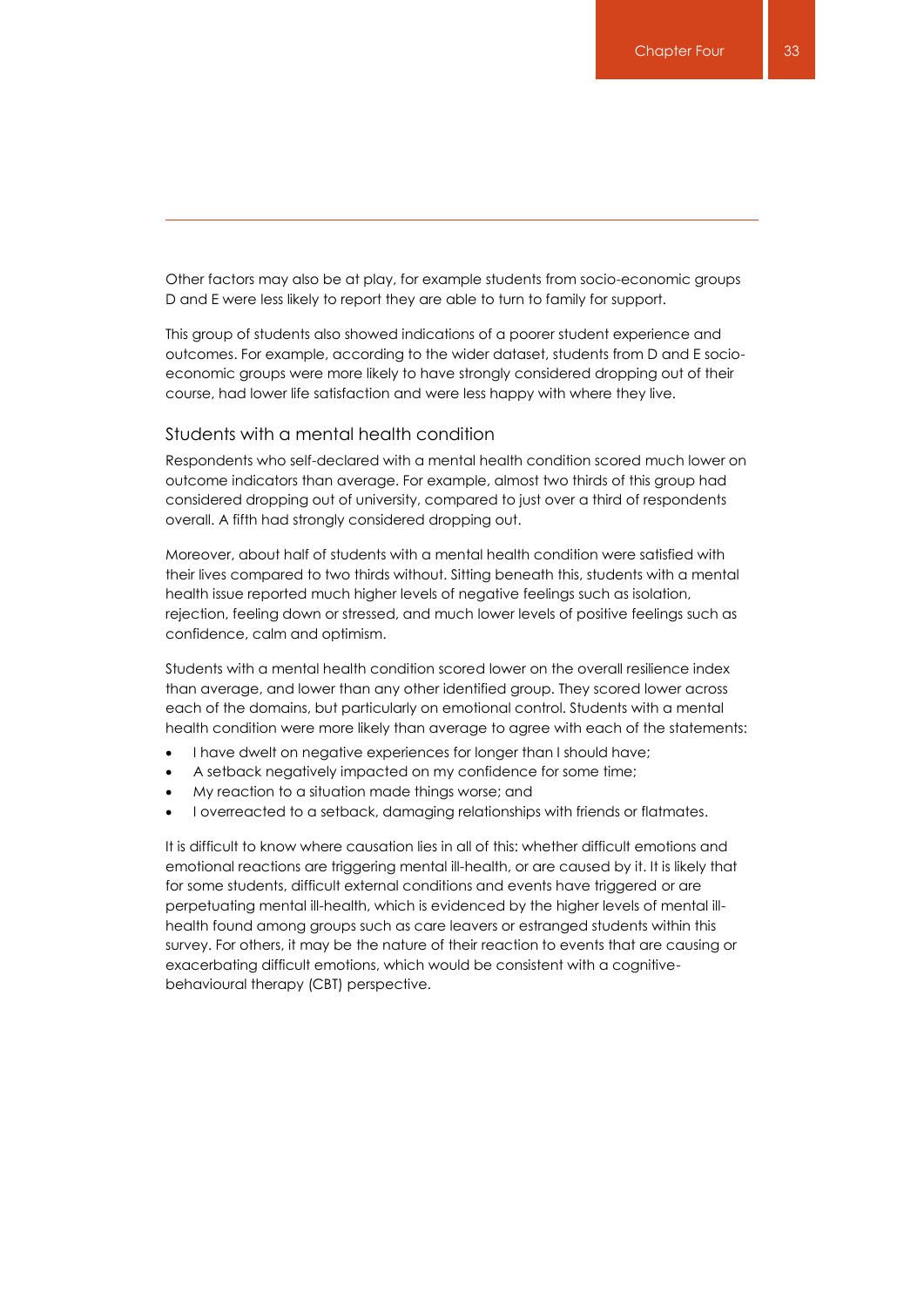Other factors may also be at play, for example students from socio-economic groups D and E were less likely to report they are able to turn to family for support.

This group of students also showed indications of a poorer student experience and outcomes. For example, according to the wider dataset, students from D and E socio-economic groups were more likely to have strongly considered dropping out of their course, had lower life satisfaction and were less happy with where they live.

### Students with a mental health condition

Respondents who self-declared with a mental health condition scored much lower on outcome indicators than average. For example, almost two thirds of this group had considered dropping out of university, compared to just over a third of respondents overall. A fifth had strongly considered dropping out.

Moreover, about half of students with a mental health condition were satisfied with their lives compared to two thirds without. Sitting beneath this, students with a mental health issue reported much higher levels of negative feelings such as isolation, rejection, feeling down or stressed, and much lower levels of positive feelings such as confidence, calm and optimism.

Students with a mental health condition scored lower on the overall resilience index than average, and lower than any other identified group. They scored lower across each of the domains, but particularly on emotional control. Students with a mental health condition were more likely than average to agree with each of the statements:

- I have dwelt on negative experiences for longer than I should have;
- A setback negatively impacted on my confidence for some time;
- My reaction to a situation made things worse; and
- I overreacted to a setback, damaging relationships with friends or flatmates.

It is difficult to know where causation lies in all of this: whether difficult emotions and emotional reactions are triggering mental ill-health, or are caused by it. It is likely that for some students, difficult external conditions and events have triggered or are perpetuating mental ill-health, which is evidenced by the higher levels of mental ill-health found among groups such as care leavers or estranged students within this survey. For others, it may be the nature of their reaction to events that are causing or exacerbating difficult emotions, which would be consistent with a cognitive-behavioural therapy (CBT) perspective.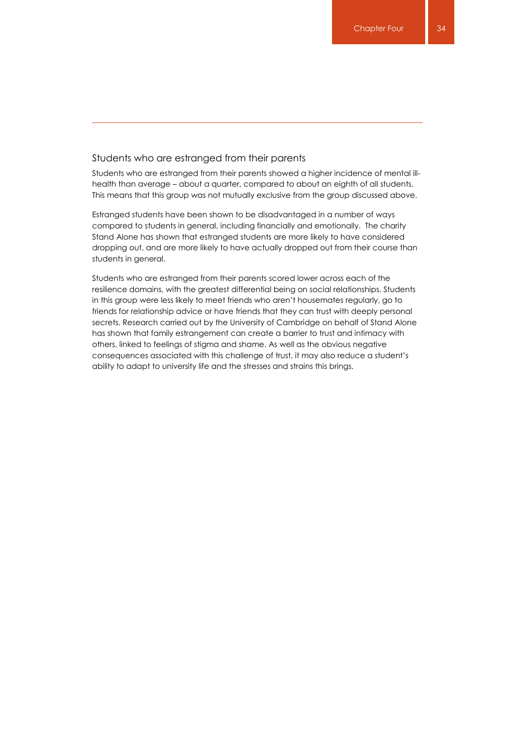## Students who are estranged from their parents

Students who are estranged from their parents showed a higher incidence of mental ill-health than average – about a quarter, compared to about an eighth of all students. This means that this group was not mutually exclusive from the group discussed above.

Estranged students have been shown to be disadvantaged in a number of ways compared to students in general, including financially and emotionally. The charity Stand Alone has shown that estranged students are more likely to have considered dropping out, and are more likely to have actually dropped out from their course than students in general.

Students who are estranged from their parents scored lower across each of the resilience domains, with the greatest differential being on social relationships. Students in this group were less likely to meet friends who aren't housemates regularly, go to friends for relationship advice or have friends that they can trust with deeply personal secrets. Research carried out by the University of Cambridge on behalf of Stand Alone has shown that family estrangement can create a barrier to trust and intimacy with others, linked to feelings of stigma and shame. As well as the obvious negative consequences associated with this challenge of trust, it may also reduce a student's ability to adapt to university life and the stresses and strains this brings.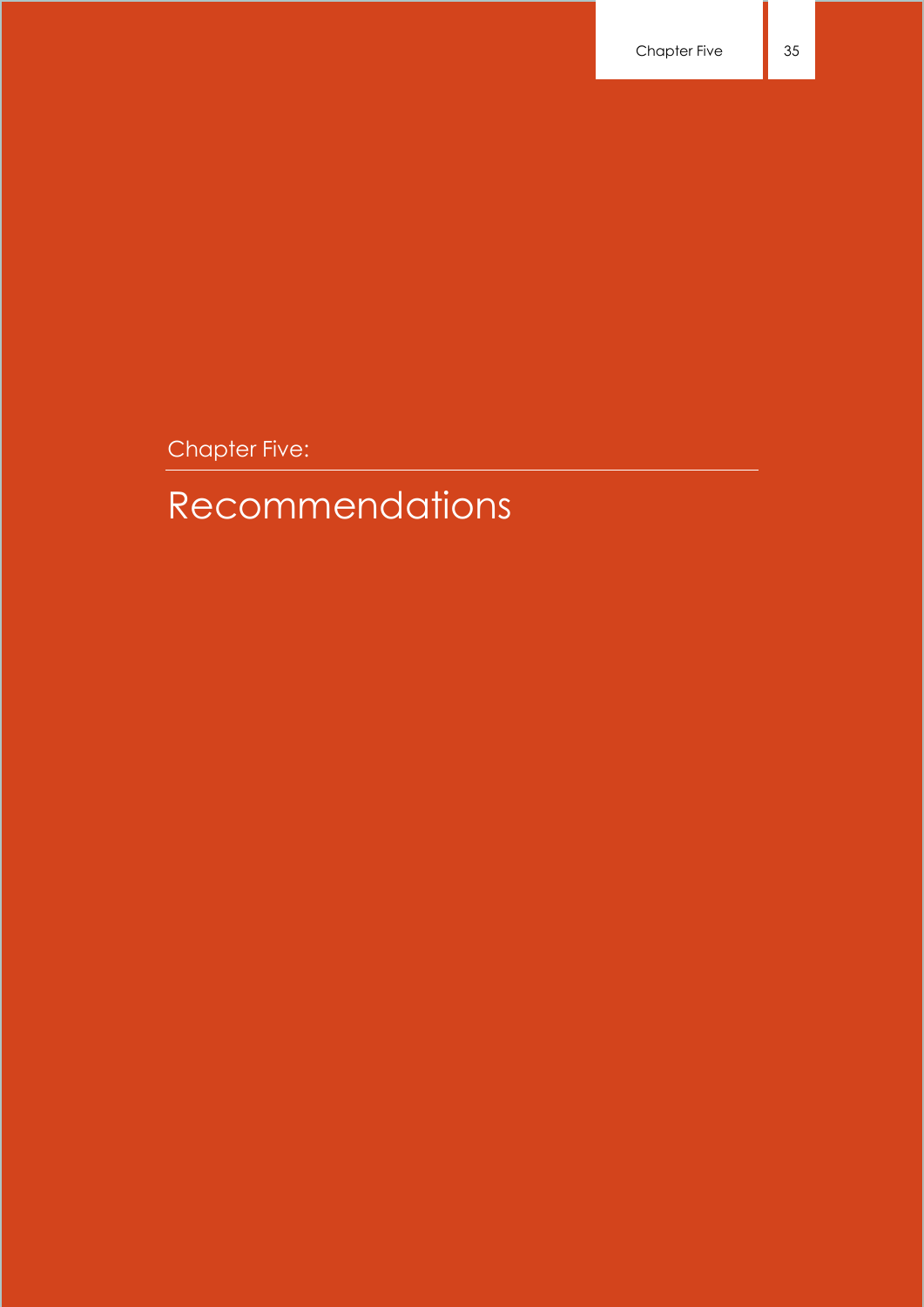Chapter Five:

# Recommendations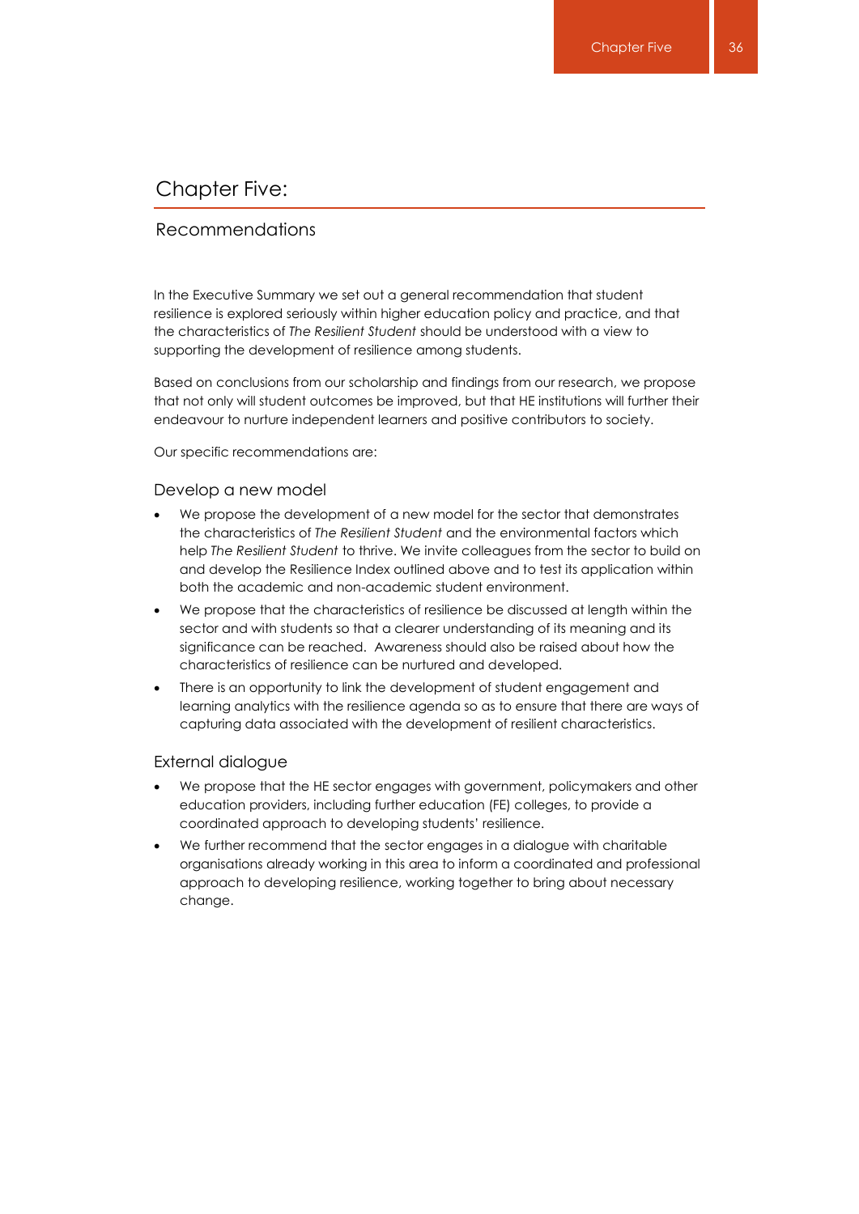# Chapter Five:

## Recommendations

In the Executive Summary we set out a general recommendation that student resilience is explored seriously within higher education policy and practice, and that the characteristics of *The Resilient Student* should be understood with a view to supporting the development of resilience among students.

Based on conclusions from our scholarship and findings from our research, we propose that not only will student outcomes be improved, but that HE institutions will further their endeavour to nurture independent learners and positive contributors to society.

Our specific recommendations are:

### Develop a new model

- We propose the development of a new model for the sector that demonstrates the characteristics of *The Resilient Student* and the environmental factors which help *The Resilient Student* to thrive. We invite colleagues from the sector to build on and develop the Resilience Index outlined above and to test its application within both the academic and non-academic student environment.
- We propose that the characteristics of resilience be discussed at length within the sector and with students so that a clearer understanding of its meaning and its significance can be reached. Awareness should also be raised about how the characteristics of resilience can be nurtured and developed.
- There is an opportunity to link the development of student engagement and learning analytics with the resilience agenda so as to ensure that there are ways of capturing data associated with the development of resilient characteristics.

### External dialogue

- We propose that the HE sector engages with government, policymakers and other education providers, including further education (FE) colleges, to provide a coordinated approach to developing students' resilience.
- We further recommend that the sector engages in a dialogue with charitable organisations already working in this area to inform a coordinated and professional approach to developing resilience, working together to bring about necessary change.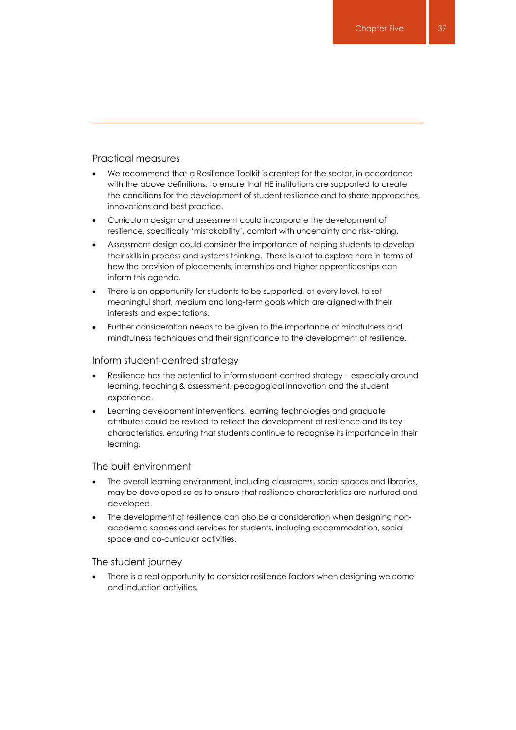## Practical measures

- We recommend that a Resilience Toolkit is created for the sector, in accordance with the above definitions, to ensure that HE institutions are supported to create the conditions for the development of student resilience and to share approaches, innovations and best practice.
- Curriculum design and assessment could incorporate the development of resilience, specifically 'mistakability', comfort with uncertainty and risk-taking.
- Assessment design could consider the importance of helping students to develop their skills in process and systems thinking. There is a lot to explore here in terms of how the provision of placements, internships and higher apprenticeships can inform this agenda.
- There is an opportunity for students to be supported, at every level, to set meaningful short, medium and long-term goals which are aligned with their interests and expectations.
- Further consideration needs to be given to the importance of mindfulness and mindfulness techniques and their significance to the development of resilience.

## Inform student-centred strategy

- Resilience has the potential to inform student-centred strategy – especially around learning, teaching & assessment, pedagogical innovation and the student experience.
- Learning development interventions, learning technologies and graduate attributes could be revised to reflect the development of resilience and its key characteristics, ensuring that students continue to recognise its importance in their learning.

## The built environment

- The overall learning environment, including classrooms, social spaces and libraries, may be developed so as to ensure that resilience characteristics are nurtured and developed.
- The development of resilience can also be a consideration when designing non-academic spaces and services for students, including accommodation, social space and co-curricular activities.

## The student journey

- There is a real opportunity to consider resilience factors when designing welcome and induction activities.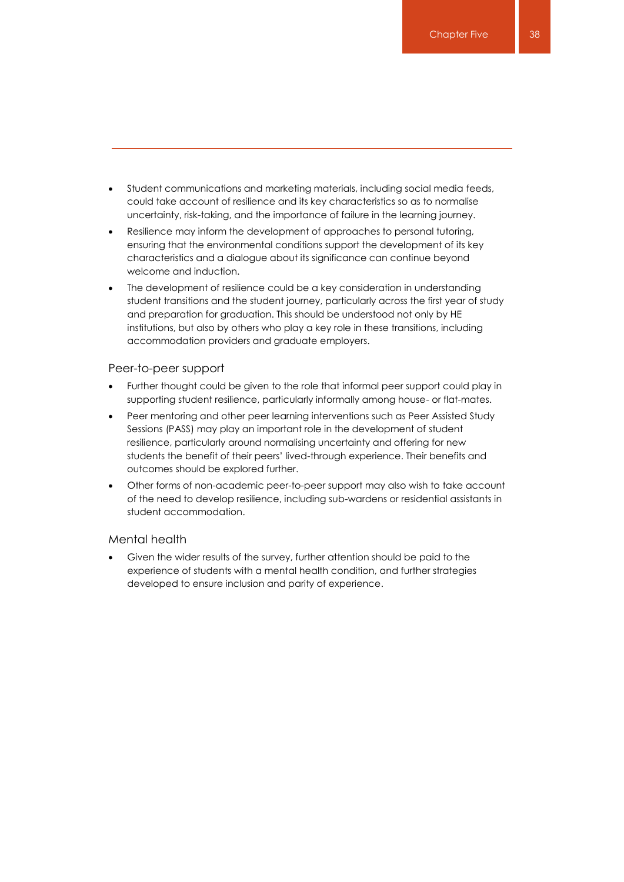- Student communications and marketing materials, including social media feeds, could take account of resilience and its key characteristics so as to normalise uncertainty, risk-taking, and the importance of failure in the learning journey.
- Resilience may inform the development of approaches to personal tutoring, ensuring that the environmental conditions support the development of its key characteristics and a dialogue about its significance can continue beyond welcome and induction.
- The development of resilience could be a key consideration in understanding student transitions and the student journey, particularly across the first year of study and preparation for graduation. This should be understood not only by HE institutions, but also by others who play a key role in these transitions, including accommodation providers and graduate employers.

### Peer-to-peer support

- Further thought could be given to the role that informal peer support could play in supporting student resilience, particularly informally among house- or flat-mates.
- Peer mentoring and other peer learning interventions such as Peer Assisted Study Sessions (PASS) may play an important role in the development of student resilience, particularly around normalising uncertainty and offering for new students the benefit of their peers' lived-through experience. Their benefits and outcomes should be explored further.
- Other forms of non-academic peer-to-peer support may also wish to take account of the need to develop resilience, including sub-wardens or residential assistants in student accommodation.

### Mental health

- Given the wider results of the survey, further attention should be paid to the experience of students with a mental health condition, and further strategies developed to ensure inclusion and parity of experience.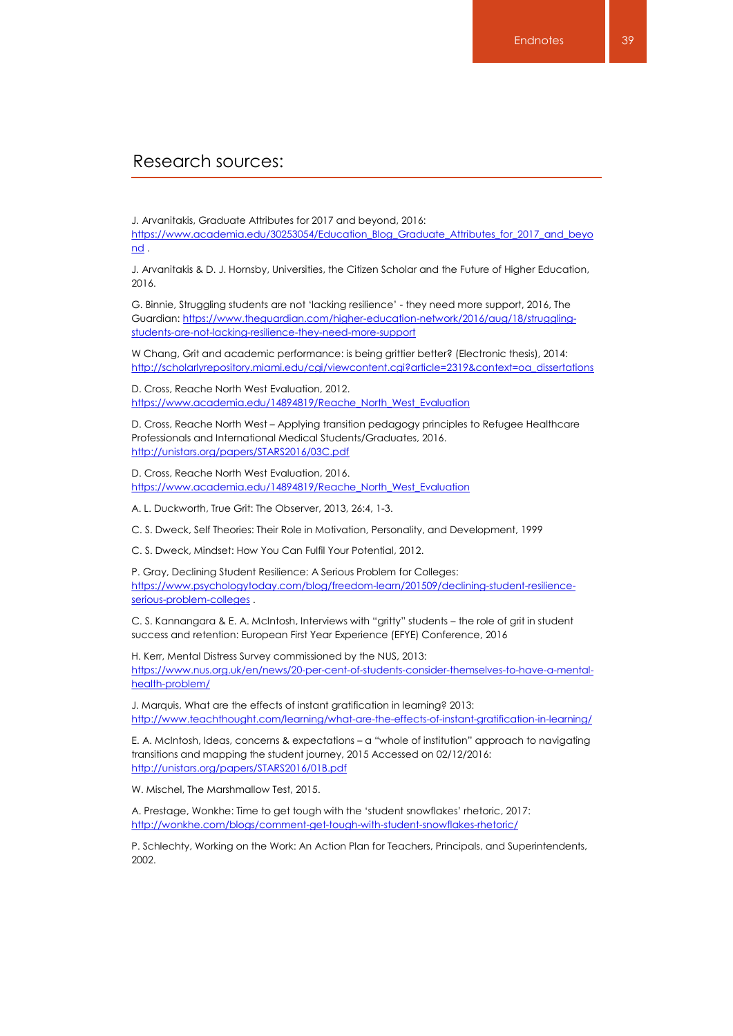## Research sources:

J. Arvanitakis, Graduate Attributes for 2017 and beyond, 2016: https://www.academia.edu/30253054/Education_Blog_Graduate_Attributes_for_2017_and_beyond .

J. Arvanitakis & D. J. Hornsby, Universities, the Citizen Scholar and the Future of Higher Education, 2016.

G. Binnie, Struggling students are not 'lacking resilience' - they need more support, 2016, The Guardian: https://www.theguardian.com/higher-education-network/2016/aug/18/struggling-students-are-not-lacking-resilience-they-need-more-support

W Chang, Grit and academic performance: is being grittier better? (Electronic thesis), 2014: http://scholarlyrepository.miami.edu/cgi/viewcontent.cgi?article=2319&context=oa_dissertations

D. Cross, Reache North West Evaluation, 2012. https://www.academia.edu/14894819/Reache_North_West_Evaluation

D. Cross, Reache North West – Applying transition pedagogy principles to Refugee Healthcare Professionals and International Medical Students/Graduates, 2016. http://unistars.org/papers/STARS2016/03C.pdf

D. Cross, Reache North West Evaluation, 2016. https://www.academia.edu/14894819/Reache_North_West_Evaluation

A. L. Duckworth, True Grit: The Observer, 2013, 26:4, 1-3.

C. S. Dweck, Self Theories: Their Role in Motivation, Personality, and Development, 1999

C. S. Dweck, Mindset: How You Can Fulfil Your Potential, 2012.

P. Gray, Declining Student Resilience: A Serious Problem for Colleges: https://www.psychologytoday.com/blog/freedom-learn/201509/declining-student-resilience-serious-problem-colleges .

C. S. Kannangara & E. A. McIntosh, Interviews with "gritty" students – the role of grit in student success and retention: European First Year Experience (EFYE) Conference, 2016

H. Kerr, Mental Distress Survey commissioned by the NUS, 2013: https://www.nus.org.uk/en/news/20-per-cent-of-students-consider-themselves-to-have-a-mental-health-problem/

J. Marquis, What are the effects of instant gratification in learning? 2013: http://www.teachthought.com/learning/what-are-the-effects-of-instant-gratification-in-learning/

E. A. McIntosh, Ideas, concerns & expectations – a "whole of institution" approach to navigating transitions and mapping the student journey, 2015 Accessed on 02/12/2016: http://unistars.org/papers/STARS2016/01B.pdf

W. Mischel, The Marshmallow Test, 2015.

A. Prestage, Wonkhe: Time to get tough with the 'student snowflakes' rhetoric, 2017: http://wonkhe.com/blogs/comment-get-tough-with-student-snowflakes-rhetoric/

P. Schlechty, Working on the Work: An Action Plan for Teachers, Principals, and Superintendents, 2002.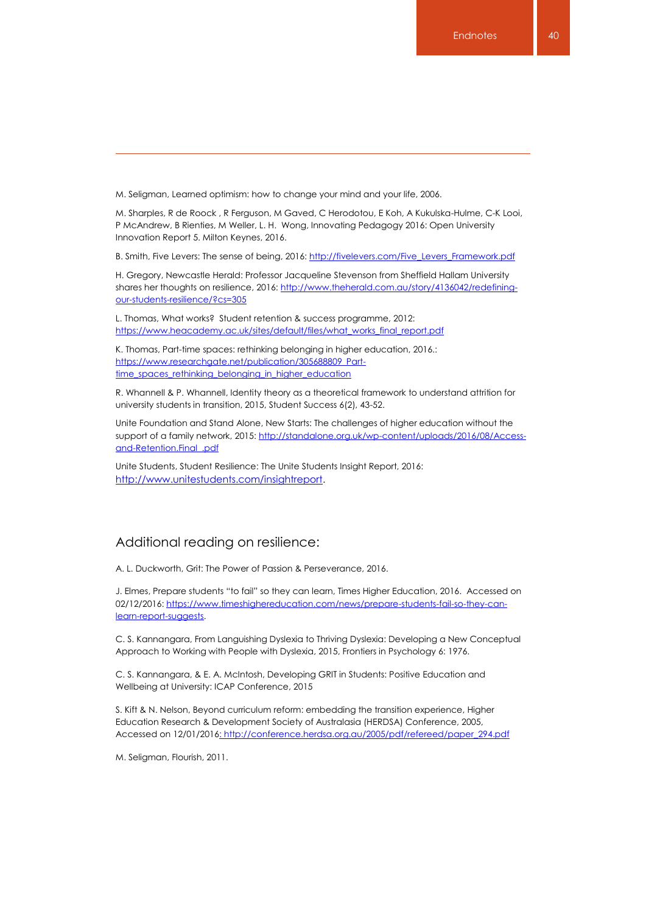M. Seligman, Learned optimism: how to change your mind and your life, 2006.

M. Sharples, R de Roock , R Ferguson, M Gaved, C Herodotou, E Koh, A Kukulska-Hulme, C-K Looi, P McAndrew, B Rienties, M Weller, L. H. Wong, Innovating Pedagogy 2016: Open University Innovation Report 5. Milton Keynes, 2016.

B. Smith, Five Levers: The sense of being, 2016: http://fivelevers.com/Five_Levers_Framework.pdf

H. Gregory, Newcastle Herald: Professor Jacqueline Stevenson from Sheffield Hallam University shares her thoughts on resilience, 2016: http://www.theherald.com.au/story/4136042/redefining-our-students-resilience/?cs=305

L. Thomas, What works? Student retention & success programme, 2012: https://www.heacademy.ac.uk/sites/default/files/what_works_final_report.pdf

K. Thomas, Part-time spaces: rethinking belonging in higher education, 2016.: https://www.researchgate.net/publication/305688809_Part-time_spaces_rethinking_belonging_in_higher_education

R. Whannell & P. Whannell, Identity theory as a theoretical framework to understand attrition for university students in transition, 2015, Student Success 6(2), 43-52.

Unite Foundation and Stand Alone, New Starts: The challenges of higher education without the support of a family network, 2015: http://standalone.org.uk/wp-content/uploads/2016/08/Access-and-Retention.Final_.pdf

Unite Students, Student Resilience: The Unite Students Insight Report, 2016: http://www.unitestudents.com/insightreport.

## Additional reading on resilience:

A. L. Duckworth, Grit: The Power of Passion & Perseverance, 2016.

J. Elmes, Prepare students "to fail" so they can learn, Times Higher Education, 2016. Accessed on 02/12/2016: https://www.timeshighereducation.com/news/prepare-students-fail-so-they-can-learn-report-suggests.

C. S. Kannangara, From Languishing Dyslexia to Thriving Dyslexia: Developing a New Conceptual Approach to Working with People with Dyslexia, 2015, Frontiers in Psychology 6: 1976.

C. S. Kannangara, & E. A. McIntosh, Developing GRIT in Students: Positive Education and Wellbeing at University: ICAP Conference, 2015

S. Kift & N. Nelson, Beyond curriculum reform: embedding the transition experience, Higher Education Research & Development Society of Australasia (HERDSA) Conference, 2005, Accessed on 12/01/2016: http://conference.herdsa.org.au/2005/pdf/refereed/paper_294.pdf

M. Seligman, Flourish, 2011.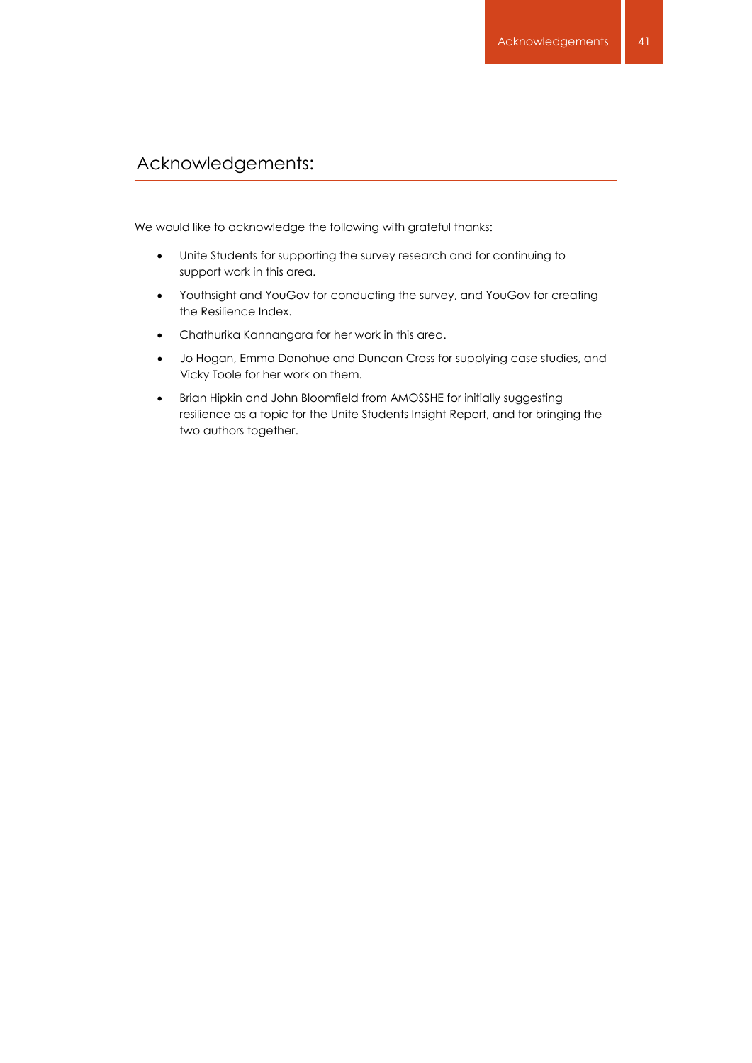## Acknowledgements:

We would like to acknowledge the following with grateful thanks:

- Unite Students for supporting the survey research and for continuing to support work in this area.
- Youthsight and YouGov for conducting the survey, and YouGov for creating the Resilience Index.
- Chathurika Kannangara for her work in this area.
- Jo Hogan, Emma Donohue and Duncan Cross for supplying case studies, and Vicky Toole for her work on them.
- Brian Hipkin and John Bloomfield from AMOSSHE for initially suggesting resilience as a topic for the Unite Students Insight Report, and for bringing the two authors together.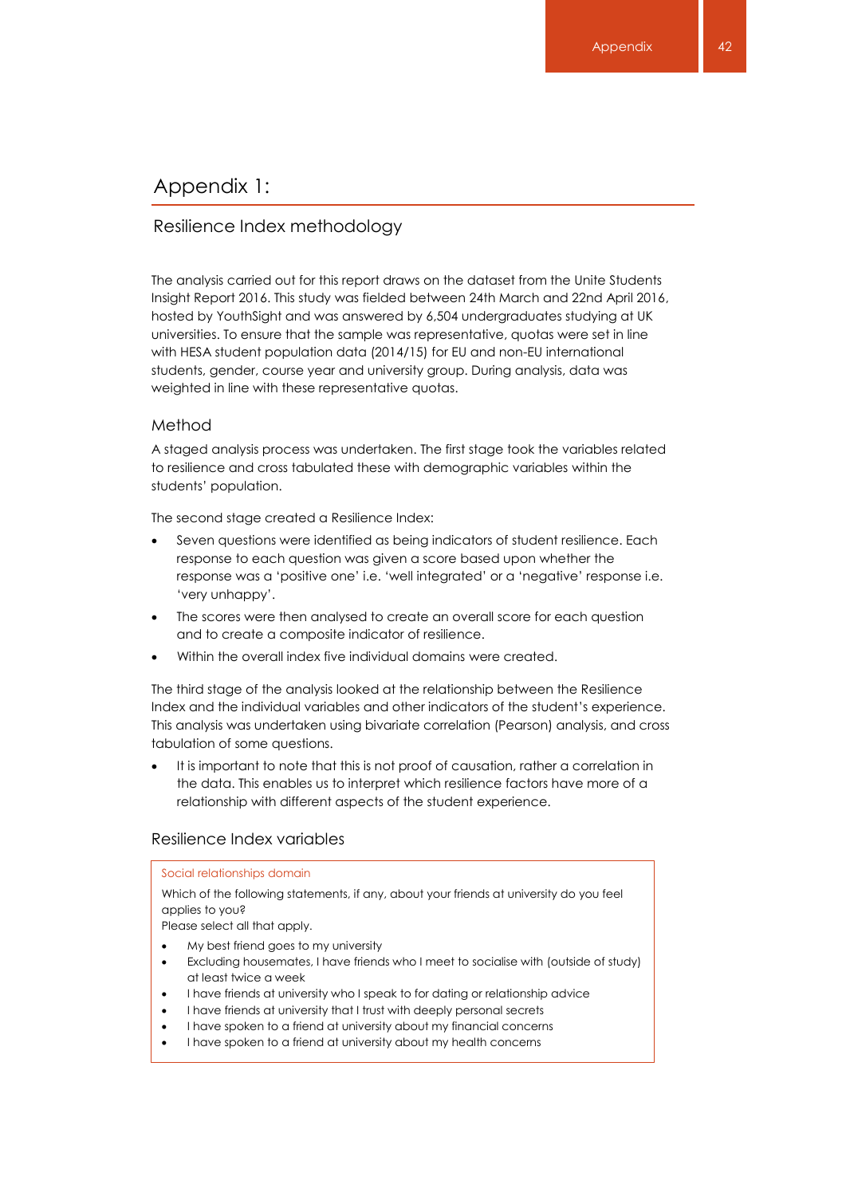# Appendix 1:

## Resilience Index methodology

The analysis carried out for this report draws on the dataset from the Unite Students Insight Report 2016. This study was fielded between 24th March and 22nd April 2016, hosted by YouthSight and was answered by 6,504 undergraduates studying at UK universities. To ensure that the sample was representative, quotas were set in line with HESA student population data (2014/15) for EU and non-EU international students, gender, course year and university group. During analysis, data was weighted in line with these representative quotas.

### Method

A staged analysis process was undertaken. The first stage took the variables related to resilience and cross tabulated these with demographic variables within the students' population.

The second stage created a Resilience Index:

- Seven questions were identified as being indicators of student resilience. Each response to each question was given a score based upon whether the response was a 'positive one' i.e. 'well integrated' or a 'negative' response i.e. 'very unhappy'.
- The scores were then analysed to create an overall score for each question and to create a composite indicator of resilience.
- Within the overall index five individual domains were created.

The third stage of the analysis looked at the relationship between the Resilience Index and the individual variables and other indicators of the student's experience. This analysis was undertaken using bivariate correlation (Pearson) analysis, and cross tabulation of some questions.

- It is important to note that this is not proof of causation, rather a correlation in the data. This enables us to interpret which resilience factors have more of a relationship with different aspects of the student experience.

### Resilience Index variables

Social relationships domain

Which of the following statements, if any, about your friends at university do you feel applies to you?
Please select all that apply.

- My best friend goes to my university
- Excluding housemates, I have friends who I meet to socialise with (outside of study) at least twice a week
- I have friends at university who I speak to for dating or relationship advice
- I have friends at university that I trust with deeply personal secrets
- I have spoken to a friend at university about my financial concerns
- I have spoken to a friend at university about my health concerns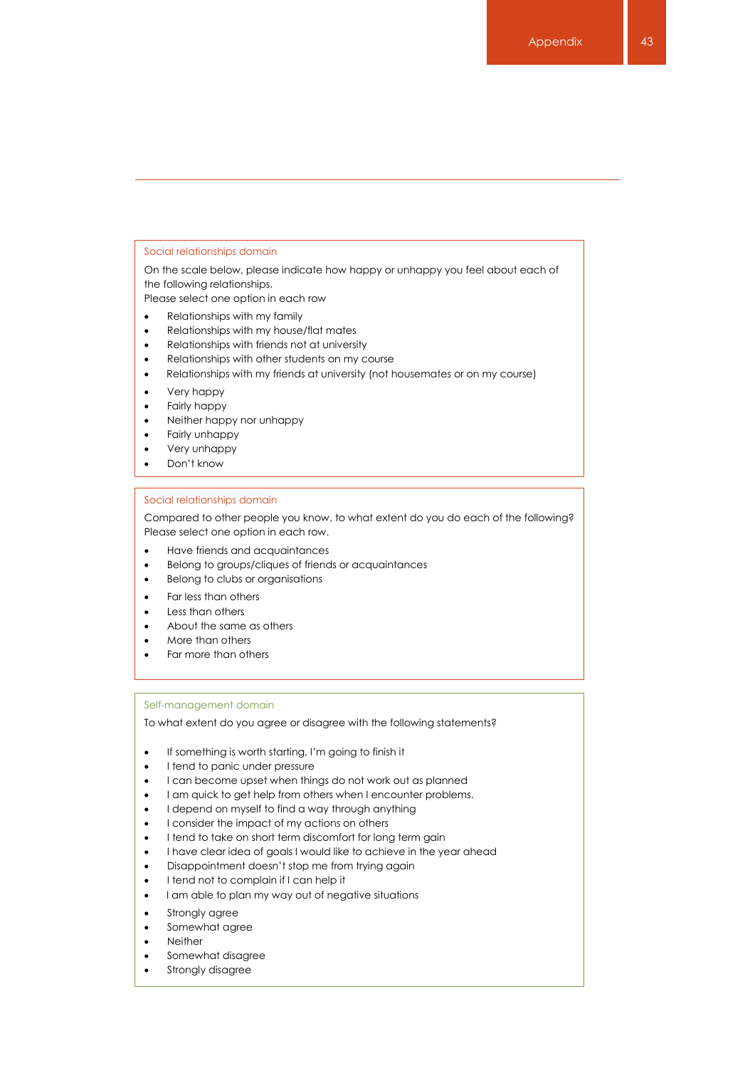### Social relationships domain

On the scale below, please indicate how happy or unhappy you feel about each of the following relationships.
Please select one option in each row

- Relationships with my family
- Relationships with my house/flat mates
- Relationships with friends not at university
- Relationships with other students on my course
- Relationships with my friends at university (not housemates or on my course)

- Very happy
- Fairly happy
- Neither happy nor unhappy
- Fairly unhappy
- Very unhappy
- Don't know

### Social relationships domain

Compared to other people you know, to what extent do you do each of the following?
Please select one option in each row.

- Have friends and acquaintances
- Belong to groups/cliques of friends or acquaintances
- Belong to clubs or organisations

- Far less than others
- Less than others
- About the same as others
- More than others
- Far more than others

### Self-management domain

To what extent do you agree or disagree with the following statements?

- If something is worth starting, I'm going to finish it
- I tend to panic under pressure
- I can become upset when things do not work out as planned
- I am quick to get help from others when I encounter problems.
- I depend on myself to find a way through anything
- I consider the impact of my actions on others
- I tend to take on short term discomfort for long term gain
- I have clear idea of goals I would like to achieve in the year ahead
- Disappointment doesn't stop me from trying again
- I tend not to complain if I can help it
- I am able to plan my way out of negative situations

- Strongly agree
- Somewhat agree
- Neither
- Somewhat disagree
- Strongly disagree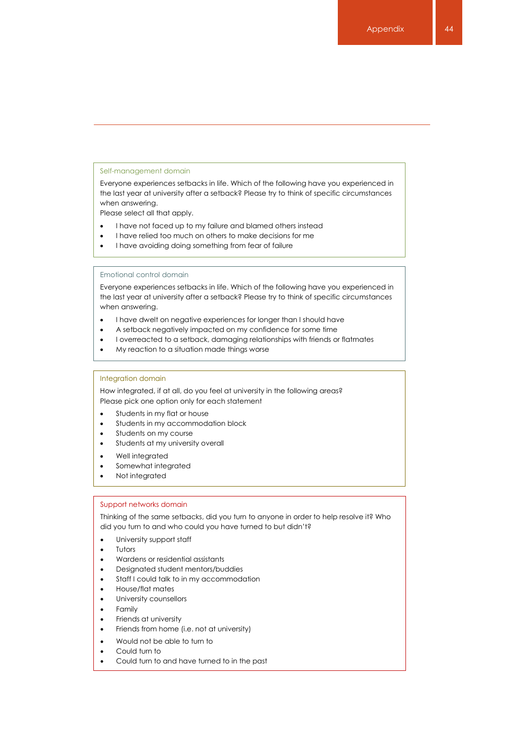### Self-management domain

Everyone experiences setbacks in life. Which of the following have you experienced in the last year at university after a setback? Please try to think of specific circumstances when answering.
Please select all that apply.

- I have not faced up to my failure and blamed others instead
- I have relied too much on others to make decisions for me
- I have avoiding doing something from fear of failure

### Emotional control domain

Everyone experiences setbacks in life. Which of the following have you experienced in the last year at university after a setback? Please try to think of specific circumstances when answering.

- I have dwelt on negative experiences for longer than I should have
- A setback negatively impacted on my confidence for some time
- I overreacted to a setback, damaging relationships with friends or flatmates
- My reaction to a situation made things worse

### Integration domain

How integrated, if at all, do you feel at university in the following areas?
Please pick one option only for each statement

- Students in my flat or house
- Students in my accommodation block
- Students on my course
- Students at my university overall

- Well integrated
- Somewhat integrated
- Not integrated

### Support networks domain

Thinking of the same setbacks, did you turn to anyone in order to help resolve it? Who did you turn to and who could you have turned to but didn't?

- University support staff
- Tutors
- Wardens or residential assistants
- Designated student mentors/buddies
- Staff I could talk to in my accommodation
- House/flat mates
- University counsellors
- Family
- Friends at university
- Friends from home (i.e. not at university)

- Would not be able to turn to
- Could turn to
- Could turn to and have turned to in the past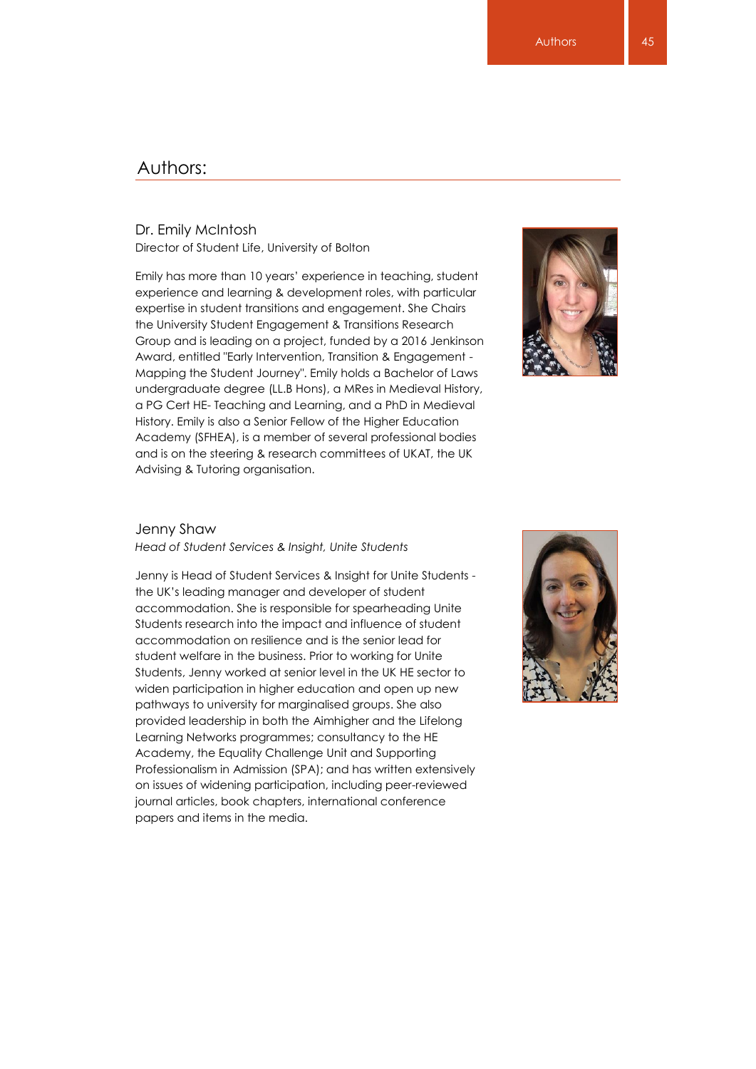## Authors:

### Dr. Emily McIntosh

Director of Student Life, University of Bolton

Emily has more than 10 years' experience in teaching, student experience and learning & development roles, with particular expertise in student transitions and engagement. She Chairs the University Student Engagement & Transitions Research Group and is leading on a project, funded by a 2016 Jenkinson Award, entitled "Early Intervention, Transition & Engagement - Mapping the Student Journey". Emily holds a Bachelor of Laws undergraduate degree (LL.B Hons), a MRes in Medieval History, a PG Cert HE- Teaching and Learning, and a PhD in Medieval History. Emily is also a Senior Fellow of the Higher Education Academy (SFHEA), is a member of several professional bodies and is on the steering & research committees of UKAT, the UK Advising & Tutoring organisation.

### Jenny Shaw

*Head of Student Services & Insight, Unite Students*

Jenny is Head of Student Services & Insight for Unite Students - the UK's leading manager and developer of student accommodation. She is responsible for spearheading Unite Students research into the impact and influence of student accommodation on resilience and is the senior lead for student welfare in the business. Prior to working for Unite Students, Jenny worked at senior level in the UK HE sector to widen participation in higher education and open up new pathways to university for marginalised groups. She also provided leadership in both the Aimhigher and the Lifelong Learning Networks programmes; consultancy to the HE Academy, the Equality Challenge Unit and Supporting Professionalism in Admission (SPA); and has written extensively on issues of widening participation, including peer-reviewed journal articles, book chapters, international conference papers and items in the media.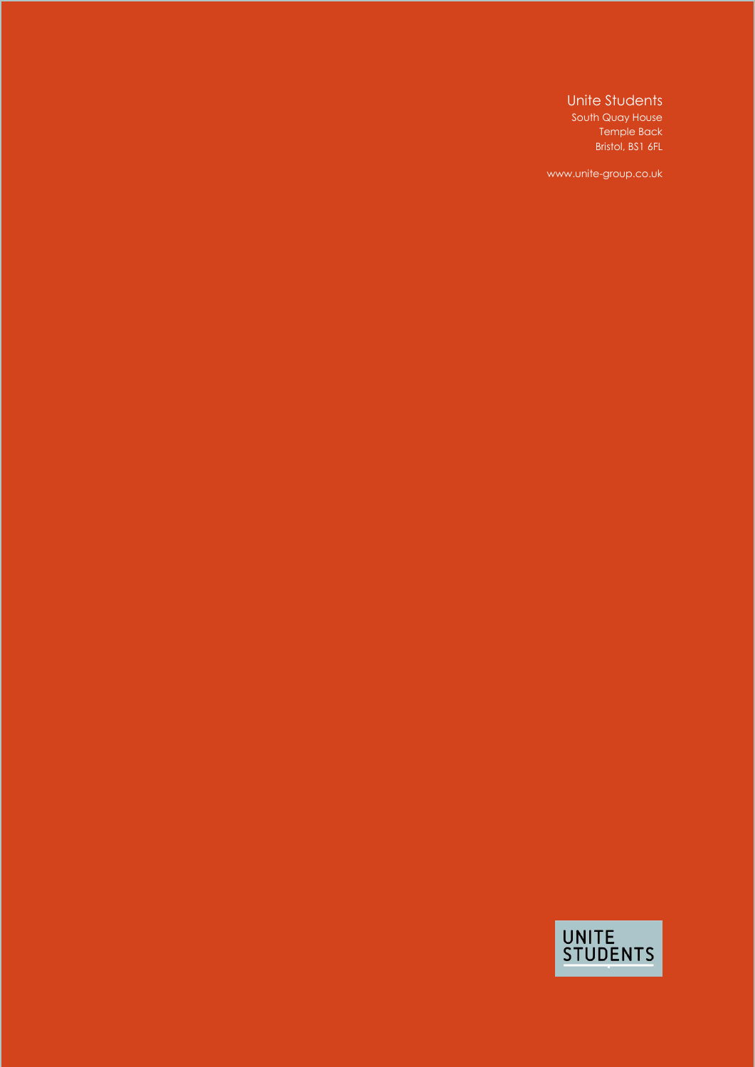Unite Students
South Quay House
Temple Back
Bristol, BS1 6FL

www.unite-group.co.uk

UNITE STUDENTS